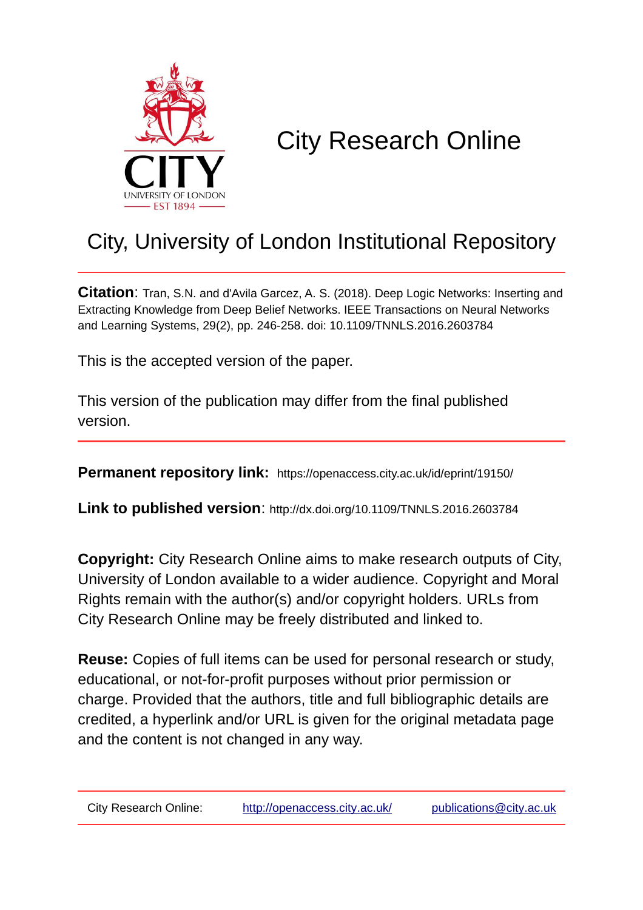# City Research Online

## City, University of London Institutional Repository

**Citation**: Tran, S.N. and d'Avila Garcez, A. S. (2018). Deep Logic Networks: Inserting and Extracting Knowledge from Deep Belief Networks. IEEE Transactions on Neural Networks and Learning Systems, 29(2), pp. 246-258. doi: 10.1109/TNNLS.2016.2603784

This is the accepted version of the paper.

This version of the publication may differ from the final published version.

**Permanent repository link:** https://openaccess.city.ac.uk/id/eprint/19150/

**Link to published version**: http://dx.doi.org/10.1109/TNNLS.2016.2603784

**Copyright:** City Research Online aims to make research outputs of City, University of London available to a wider audience. Copyright and Moral Rights remain with the author(s) and/or copyright holders. URLs from City Research Online may be freely distributed and linked to.

**Reuse:** Copies of full items can be used for personal research or study, educational, or not-for-profit purposes without prior permission or charge. Provided that the authors, title and full bibliographic details are credited, a hyperlink and/or URL is given for the original metadata page and the content is not changed in any way.

City Research Online: http://openaccess.city.ac.uk/ publications@city.ac.uk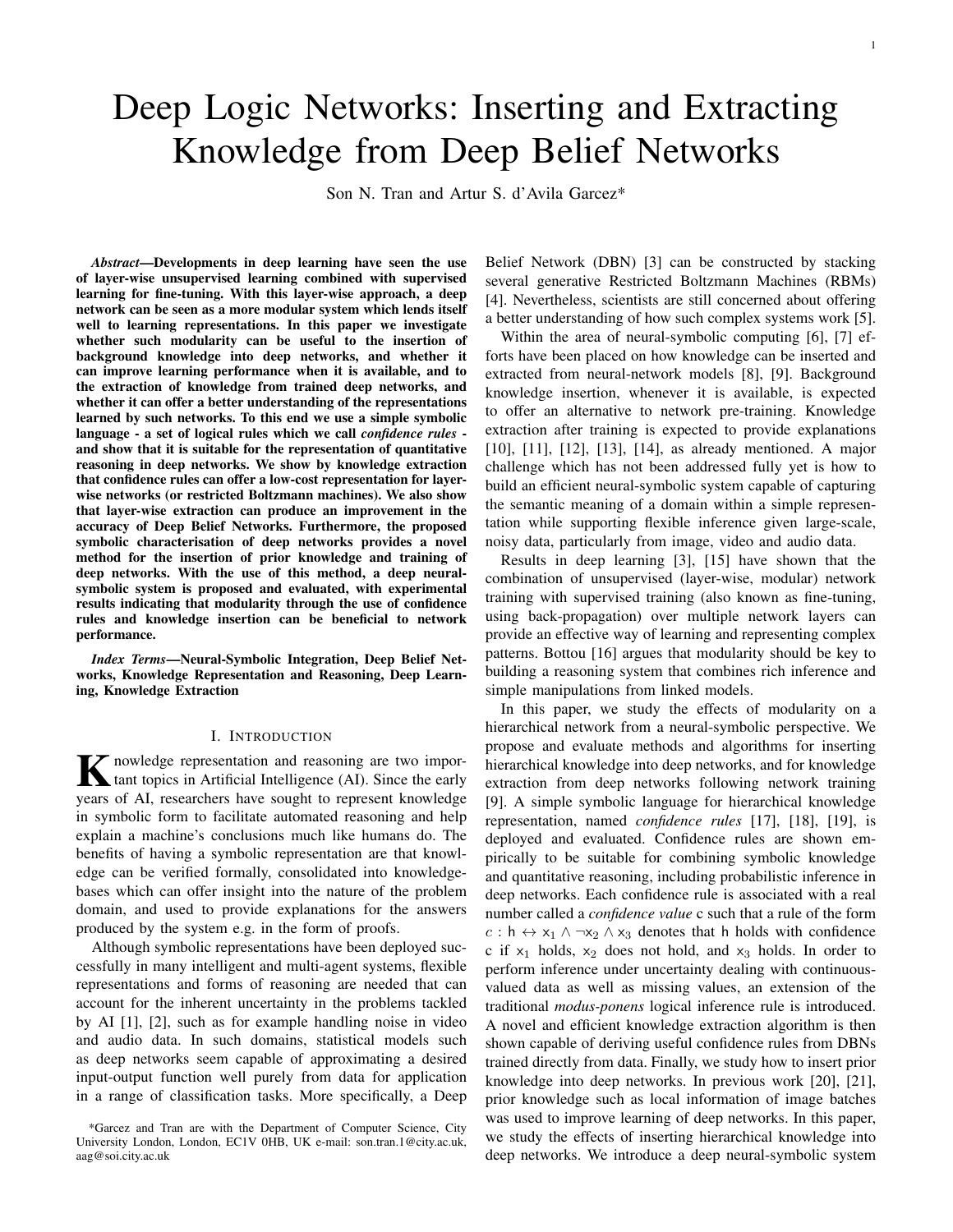# Deep Logic Networks: Inserting and Extracting Knowledge from Deep Belief Networks

Son N. Tran and Artur S. d'Avila Garcez*

***Abstract*—Developments in deep learning have seen the use of layer-wise unsupervised learning combined with supervised learning for fine-tuning. With this layer-wise approach, a deep network can be seen as a more modular system which lends itself well to learning representations. In this paper we investigate whether such modularity can be useful to the insertion of background knowledge into deep networks, and whether it can improve learning performance when it is available, and to the extraction of knowledge from trained deep networks, and whether it can offer a better understanding of the representations learned by such networks. To this end we use a simple symbolic language - a set of logical rules which we call *confidence rules* - and show that it is suitable for the representation of quantitative reasoning in deep networks. We show by knowledge extraction that confidence rules can offer a low-cost representation for layer-wise networks (or restricted Boltzmann machines). We also show that layer-wise extraction can produce an improvement in the accuracy of Deep Belief Networks. Furthermore, the proposed symbolic characterisation of deep networks provides a novel method for the insertion of prior knowledge and training of deep networks. With the use of this method, a deep neural-symbolic system is proposed and evaluated, with experimental results indicating that modularity through the use of confidence rules and knowledge insertion can be beneficial to network performance.**

***Index Terms*—Neural-Symbolic Integration, Deep Belief Networks, Knowledge Representation and Reasoning, Deep Learning, Knowledge Extraction**

## I. Introduction

Knowledge representation and reasoning are two important topics in Artificial Intelligence (AI). Since the early years of AI, researchers have sought to represent knowledge in symbolic form to facilitate automated reasoning and help explain a machine's conclusions much like humans do. The benefits of having a symbolic representation are that knowledge can be verified formally, consolidated into knowledge-bases which can offer insight into the nature of the problem domain, and used to provide explanations for the answers produced by the system e.g. in the form of proofs.

Although symbolic representations have been deployed successfully in many intelligent and multi-agent systems, flexible representations and forms of reasoning are needed that can account for the inherent uncertainty in the problems tackled by AI [1], [2], such as for example handling noise in video and audio data. In such domains, statistical models such as deep networks seem capable of approximating a desired input-output function well purely from data for application in a range of classification tasks. More specifically, a Deep Belief Network (DBN) [3] can be constructed by stacking several generative Restricted Boltzmann Machines (RBMs) [4]. Nevertheless, scientists are still concerned about offering a better understanding of how such complex systems work [5].

Within the area of neural-symbolic computing [6], [7] efforts have been placed on how knowledge can be inserted and extracted from neural-network models [8], [9]. Background knowledge insertion, whenever it is available, is expected to offer an alternative to network pre-training. Knowledge extraction after training is expected to provide explanations [10], [11], [12], [13], [14], as already mentioned. A major challenge which has not been addressed fully yet is how to build an efficient neural-symbolic system capable of capturing the semantic meaning of a domain within a simple representation while supporting flexible inference given large-scale, noisy data, particularly from image, video and audio data.

Results in deep learning [3], [15] have shown that the combination of unsupervised (layer-wise, modular) network training with supervised training (also known as fine-tuning, using back-propagation) over multiple network layers can provide an effective way of learning and representing complex patterns. Bottou [16] argues that modularity should be key to building a reasoning system that combines rich inference and simple manipulations from linked models.

In this paper, we study the effects of modularity on a hierarchical network from a neural-symbolic perspective. We propose and evaluate methods and algorithms for inserting hierarchical knowledge into deep networks, and for knowledge extraction from deep networks following network training [9]. A simple symbolic language for hierarchical knowledge representation, named *confidence rules* [17], [18], [19], is deployed and evaluated. Confidence rules are shown empirically to be suitable for combining symbolic knowledge and quantitative reasoning, including probabilistic inference in deep networks. Each confidence rule is associated with a real number called a *confidence value* c such that a rule of the form $c : \mathsf{h} \leftrightarrow \mathsf{x}_1 \wedge \neg \mathsf{x}_2 \wedge \mathsf{x}_3$ denotes that h holds with confidence c if $\mathsf{x}_1$ holds, $\mathsf{x}_2$ does not hold, and $\mathsf{x}_3$ holds. In order to perform inference under uncertainty dealing with continuous-valued data as well as missing values, an extension of the traditional *modus-ponens* logical inference rule is introduced. A novel and efficient knowledge extraction algorithm is then shown capable of deriving useful confidence rules from DBNs trained directly from data. Finally, we study how to insert prior knowledge into deep networks. In previous work [20], [21], prior knowledge such as local information of image batches was used to improve learning of deep networks. In this paper, we study the effects of inserting hierarchical knowledge into deep networks. We introduce a deep neural-symbolic system

*Garcez and Tran are with the Department of Computer Science, City University London, London, EC1V 0HB, UK e-mail: son.tran.1@city.ac.uk, aag@soi.city.ac.uk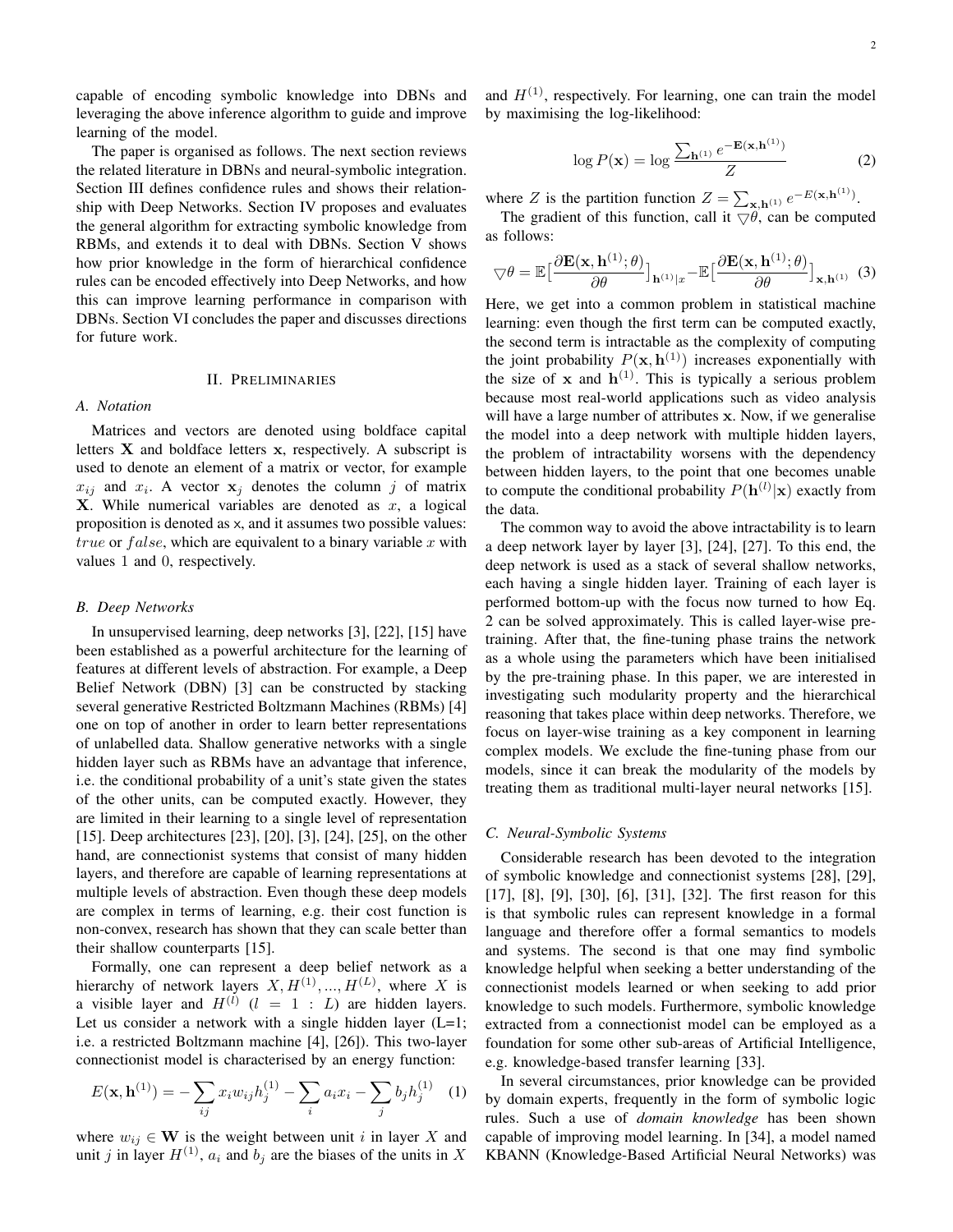capable of encoding symbolic knowledge into DBNs and leveraging the above inference algorithm to guide and improve learning of the model.

The paper is organised as follows. The next section reviews the related literature in DBNs and neural-symbolic integration. Section III defines confidence rules and shows their relationship with Deep Networks. Section IV proposes and evaluates the general algorithm for extracting symbolic knowledge from RBMs, and extends it to deal with DBNs. Section V shows how prior knowledge in the form of hierarchical confidence rules can be encoded effectively into Deep Networks, and how this can improve learning performance in comparison with DBNs. Section VI concludes the paper and discusses directions for future work.

## II. Preliminaries

### A. Notation

Matrices and vectors are denoted using boldface capital letters $\mathbf{X}$ and boldface letters $\mathbf{x}$, respectively. A subscript is used to denote an element of a matrix or vector, for example $x_{ij}$ and $x_i$. A vector $\mathbf{x}_j$ denotes the column $j$ of matrix $\mathbf{X}$. While numerical variables are denoted as $x$, a logical proposition is denoted as $\mathrm{x}$, and it assumes two possible values: $true$ or $false$, which are equivalent to a binary variable $x$ with values 1 and 0, respectively.

### B. Deep Networks

In unsupervised learning, deep networks [3], [22], [15] have been established as a powerful architecture for the learning of features at different levels of abstraction. For example, a Deep Belief Network (DBN) [3] can be constructed by stacking several generative Restricted Boltzmann Machines (RBMs) [4] one on top of another in order to learn better representations of unlabelled data. Shallow generative networks with a single hidden layer such as RBMs have an advantage that inference, i.e. the conditional probability of a unit's state given the states of the other units, can be computed exactly. However, they are limited in their learning to a single level of representation [15]. Deep architectures [23], [20], [3], [24], [25], on the other hand, are connectionist systems that consist of many hidden layers, and therefore are capable of learning representations at multiple levels of abstraction. Even though these deep models are complex in terms of learning, e.g. their cost function is non-convex, research has shown that they can scale better than their shallow counterparts [15].

Formally, one can represent a deep belief network as a hierarchy of network layers $X, H^{(1)}, ..., H^{(L)}$, where $X$ is a visible layer and $H^{(l)}$ ($l = 1 : L$) are hidden layers. Let us consider a network with a single hidden layer (L=1; i.e. a restricted Boltzmann machine [4], [26]). This two-layer connectionist model is characterised by an energy function:

$$E(\mathbf{x}, \mathbf{h}^{(1)}) = -\sum_{ij} x_i w_{ij} h_j^{(1)} - \sum_i a_i x_i - \sum_j b_j h_j^{(1)} \quad (1)$$

where $w_{ij} \in \mathbf{W}$ is the weight between unit $i$ in layer $X$ and unit $j$ in layer $H^{(1)}$, $a_i$ and $b_j$ are the biases of the units in $X$ and $H^{(1)}$, respectively. For learning, one can train the model by maximising the log-likelihood:

$$\log P(\mathbf{x}) = \log \frac{\sum_{\mathbf{h}^{(1)}} e^{-\mathbf{E}(\mathbf{x}, \mathbf{h}^{(1)})}}{Z} \quad (2)$$

where $Z$ is the partition function $Z = \sum_{\mathbf{x}, \mathbf{h}^{(1)}} e^{-E(\mathbf{x}, \mathbf{h}^{(1)})}$.

The gradient of this function, call it $\bigtriangledown\theta$, can be computed as follows:

$$\bigtriangledown\theta = \mathbb{E}\big[\frac{\partial \mathbf{E}(\mathbf{x}, \mathbf{h}^{(1)}; \theta)}{\partial \theta}\big]_{\mathbf{h}^{(1)}|x} - \mathbb{E}\big[\frac{\partial \mathbf{E}(\mathbf{x}, \mathbf{h}^{(1)}; \theta)}{\partial \theta}\big]_{\mathbf{x}, \mathbf{h}^{(1)}} \quad (3)$$

Here, we get into a common problem in statistical machine learning: even though the first term can be computed exactly, the second term is intractable as the complexity of computing the joint probability $P(\mathbf{x}, \mathbf{h}^{(1)})$ increases exponentially with the size of $\mathbf{x}$ and $\mathbf{h}^{(1)}$. This is typically a serious problem because most real-world applications such as video analysis will have a large number of attributes $\mathbf{x}$. Now, if we generalise the model into a deep network with multiple hidden layers, the problem of intractability worsens with the dependency between hidden layers, to the point that one becomes unable to compute the conditional probability $P(\mathbf{h}^{(l)}|\mathbf{x})$ exactly from the data.

The common way to avoid the above intractability is to learn a deep network layer by layer [3], [24], [27]. To this end, the deep network is used as a stack of several shallow networks, each having a single hidden layer. Training of each layer is performed bottom-up with the focus now turned to how Eq. 2 can be solved approximately. This is called layer-wise pre-training. After that, the fine-tuning phase trains the network as a whole using the parameters which have been initialised by the pre-training phase. In this paper, we are interested in investigating such modularity property and the hierarchical reasoning that takes place within deep networks. Therefore, we focus on layer-wise training as a key component in learning complex models. We exclude the fine-tuning phase from our models, since it can break the modularity of the models by treating them as traditional multi-layer neural networks [15].

### C. Neural-Symbolic Systems

Considerable research has been devoted to the integration of symbolic knowledge and connectionist systems [28], [29], [17], [8], [9], [30], [6], [31], [32]. The first reason for this is that symbolic rules can represent knowledge in a formal language and therefore offer a formal semantics to models and systems. The second is that one may find symbolic knowledge helpful when seeking a better understanding of the connectionist models learned or when seeking to add prior knowledge to such models. Furthermore, symbolic knowledge extracted from a connectionist model can be employed as a foundation for some other sub-areas of Artificial Intelligence, e.g. knowledge-based transfer learning [33].

In several circumstances, prior knowledge can be provided by domain experts, frequently in the form of symbolic logic rules. Such a use of *domain knowledge* has been shown capable of improving model learning. In [34], a model named KBANN (Knowledge-Based Artificial Neural Networks) was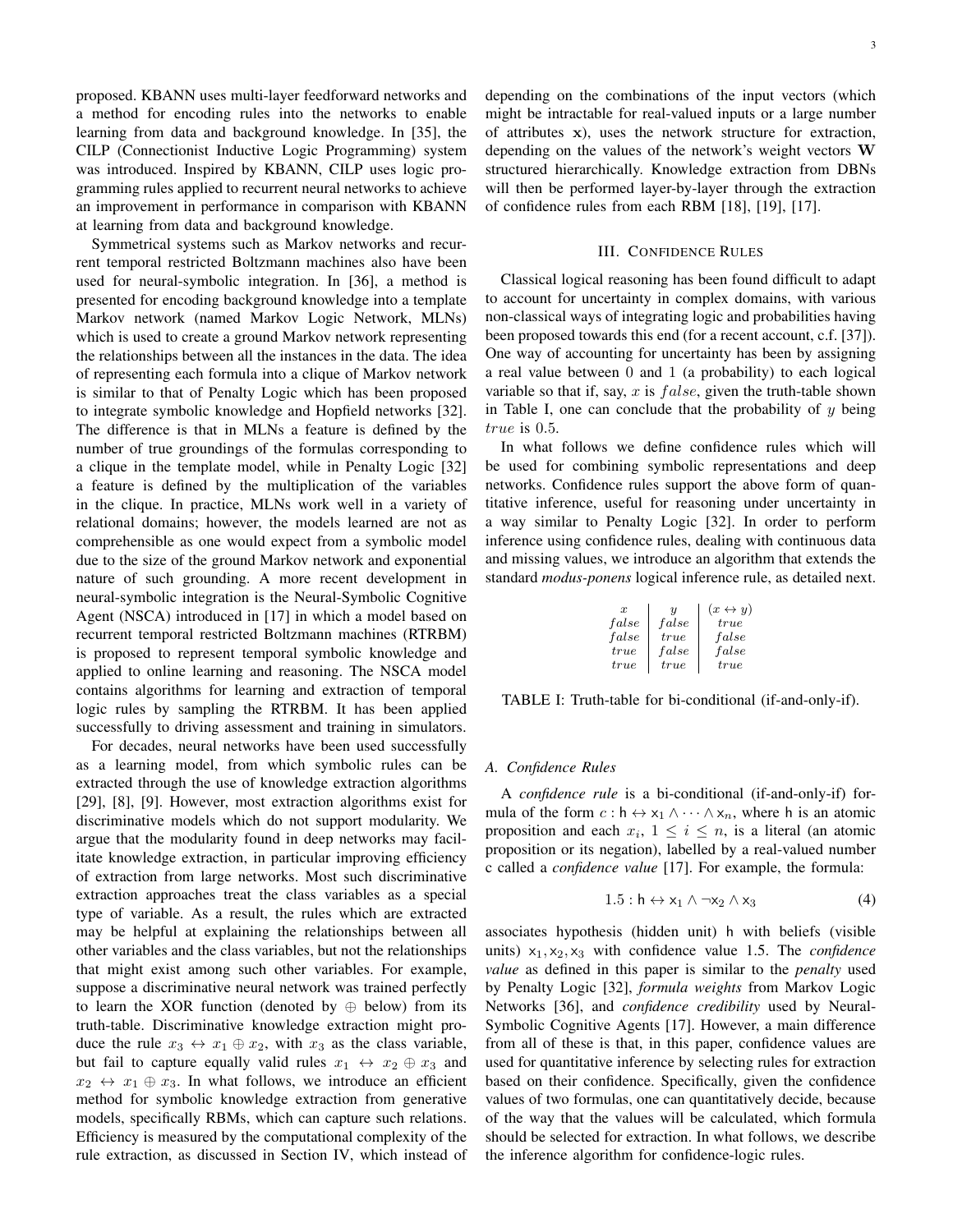proposed. KBANN uses multi-layer feedforward networks and a method for encoding rules into the networks to enable learning from data and background knowledge. In [35], the CILP (Connectionist Inductive Logic Programming) system was introduced. Inspired by KBANN, CILP uses logic programming rules applied to recurrent neural networks to achieve an improvement in performance in comparison with KBANN at learning from data and background knowledge.

Symmetrical systems such as Markov networks and recurrent temporal restricted Boltzmann machines also have been used for neural-symbolic integration. In [36], a method is presented for encoding background knowledge into a template Markov network (named Markov Logic Network, MLNs) which is used to create a ground Markov network representing the relationships between all the instances in the data. The idea of representing each formula into a clique of Markov network is similar to that of Penalty Logic which has been proposed to integrate symbolic knowledge and Hopfield networks [32]. The difference is that in MLNs a feature is defined by the number of true groundings of the formulas corresponding to a clique in the template model, while in Penalty Logic [32] a feature is defined by the multiplication of the variables in the clique. In practice, MLNs work well in a variety of relational domains; however, the models learned are not as comprehensible as one would expect from a symbolic model due to the size of the ground Markov network and exponential nature of such grounding. A more recent development in neural-symbolic integration is the Neural-Symbolic Cognitive Agent (NSCA) introduced in [17] in which a model based on recurrent temporal restricted Boltzmann machines (RTRBM) is proposed to represent temporal symbolic knowledge and applied to online learning and reasoning. The NSCA model contains algorithms for learning and extraction of temporal logic rules by sampling the RTRBM. It has been applied successfully to driving assessment and training in simulators.

For decades, neural networks have been used successfully as a learning model, from which symbolic rules can be extracted through the use of knowledge extraction algorithms [29], [8], [9]. However, most extraction algorithms exist for discriminative models which do not support modularity. We argue that the modularity found in deep networks may facilitate knowledge extraction, in particular improving efficiency of extraction from large networks. Most such discriminative extraction approaches treat the class variables as a special type of variable. As a result, the rules which are extracted may be helpful at explaining the relationships between all other variables and the class variables, but not the relationships that might exist among such other variables. For example, suppose a discriminative neural network was trained perfectly to learn the XOR function (denoted by $\oplus$ below) from its truth-table. Discriminative knowledge extraction might produce the rule $x_3 \leftrightarrow x_1 \oplus x_2$, with $x_3$ as the class variable, but fail to capture equally valid rules $x_1 \leftrightarrow x_2 \oplus x_3$ and $x_2 \leftrightarrow x_1 \oplus x_3$. In what follows, we introduce an efficient method for symbolic knowledge extraction from generative models, specifically RBMs, which can capture such relations. Efficiency is measured by the computational complexity of the rule extraction, as discussed in Section IV, which instead of depending on the combinations of the input vectors (which might be intractable for real-valued inputs or a large number of attributes $\mathbf{x}$), uses the network structure for extraction, depending on the values of the network's weight vectors $\mathbf{W}$ structured hierarchically. Knowledge extraction from DBNs will then be performed layer-by-layer through the extraction of confidence rules from each RBM [18], [19], [17].

## III. Confidence Rules

Classical logical reasoning has been found difficult to adapt to account for uncertainty in complex domains, with various non-classical ways of integrating logic and probabilities having been proposed towards this end (for a recent account, c.f. [37]). One way of accounting for uncertainty has been by assigning a real value between 0 and 1 (a probability) to each logical variable so that if, say, $x$ is $false$, given the truth-table shown in Table I, one can conclude that the probability of $y$ being $true$ is 0.5.

In what follows we define confidence rules which will be used for combining symbolic representations and deep networks. Confidence rules support the above form of quantitative inference, useful for reasoning under uncertainty in a way similar to Penalty Logic [32]. In order to perform inference using confidence rules, dealing with continuous data and missing values, we introduce an algorithm that extends the standard *modus-ponens* logical inference rule, as detailed next.

| $x$ | $y$ | $(x \leftrightarrow y)$ |
|---|---|---|
| $false$ | $false$ | $true$ |
| $false$ | $true$ | $false$ |
| $true$ | $false$ | $false$ |
| $true$ | $true$ | $true$ |

TABLE I: Truth-table for bi-conditional (if-and-only-if).

### A. Confidence Rules

A *confidence rule* is a bi-conditional (if-and-only-if) formula of the form $c : \mathsf{h} \leftrightarrow \mathsf{x}_1 \wedge \cdots \wedge \mathsf{x}_n$, where $\mathsf{h}$ is an atomic proposition and each $x_i$, $1 \leq i \leq n$, is a literal (an atomic proposition or its negation), labelled by a real-valued number c called a *confidence value* [17]. For example, the formula:

$$1.5 : \mathsf{h} \leftrightarrow \mathsf{x}_1 \wedge \neg \mathsf{x}_2 \wedge \mathsf{x}_3 \tag{4}$$

associates hypothesis (hidden unit) $\mathsf{h}$ with beliefs (visible units) $\mathsf{x}_1, \mathsf{x}_2, \mathsf{x}_3$ with confidence value 1.5. The *confidence value* as defined in this paper is similar to the *penalty* used by Penalty Logic [32], *formula weights* from Markov Logic Networks [36], and *confidence credibility* used by Neural-Symbolic Cognitive Agents [17]. However, a main difference from all of these is that, in this paper, confidence values are used for quantitative inference by selecting rules for extraction based on their confidence. Specifically, given the confidence values of two formulas, one can quantitatively decide, because of the way that the values will be calculated, which formula should be selected for extraction. In what follows, we describe the inference algorithm for confidence-logic rules.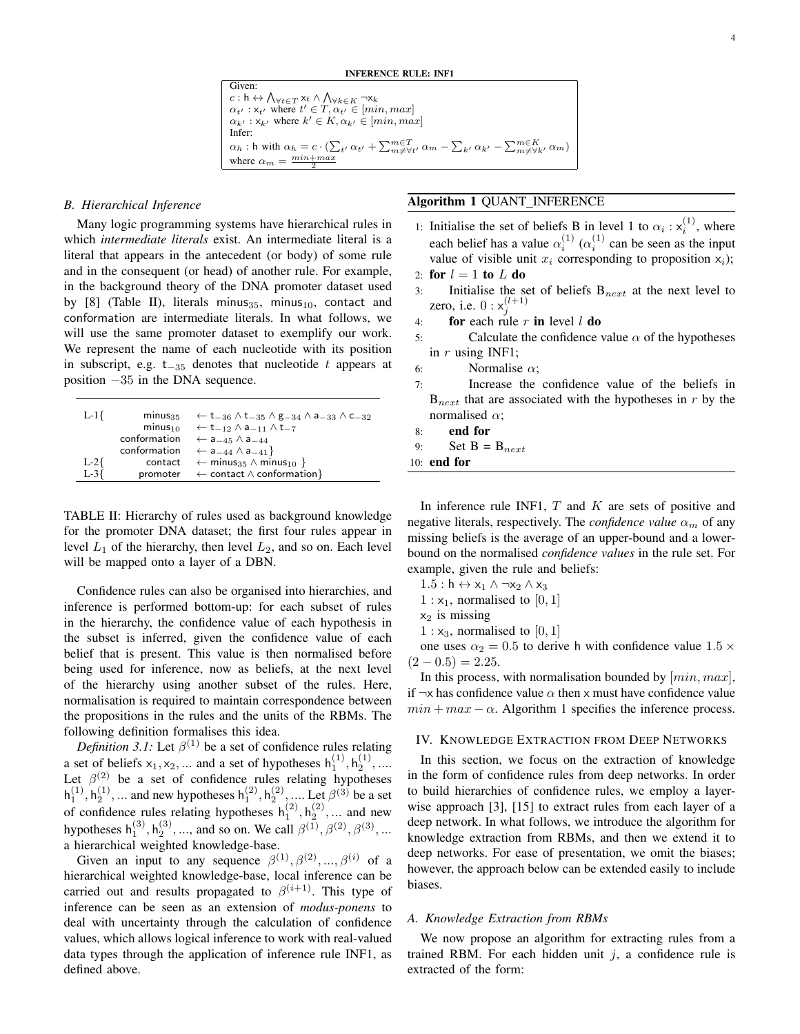**INFERENCE RULE: INF1**

Given:
$c : \mathsf{h} \leftrightarrow \bigwedge_{\forall t \in T} \mathsf{x}_t \wedge \bigwedge_{\forall k \in K} \neg \mathsf{x}_k$
$\alpha_{t'} : \mathsf{x}_{t'}$ where $t' \in T, \alpha_{t'} \in [min, max]$
$\alpha_{k'} : \mathsf{x}_{k'}$ where $k' \in K, \alpha_{k'} \in [min, max]$
Infer:
$\alpha_h : \mathsf{h}$ with $\alpha_h = c \cdot (\sum_{t'} \alpha_{t'} + \sum_{m \neq \forall t'}^{m \in T} \alpha_m - \sum_{k'} \alpha_{k'} - \sum_{m \neq \forall k'}^{m \in K} \alpha_m)$
where $\alpha_m = \frac{min+max}{2}$

### B. Hierarchical Inference

Many logic programming systems have hierarchical rules in which *intermediate literals* exist. An intermediate literal is a literal that appears in the antecedent (or body) of some rule and in the consequent (or head) of another rule. For example, in the background theory of the DNA promoter dataset used by [8] (Table II), literals $\mathsf{minus}_{35}$, $\mathsf{minus}_{10}$, $\mathsf{contact}$ and $\mathsf{conformation}$ are intermediate literals. In what follows, we will use the same promoter dataset to exemplify our work. We represent the name of each nucleotide with its position in subscript, e.g. $\mathsf{t}_{-35}$ denotes that nucleotide $t$ appears at position $-35$ in the DNA sequence.

| | | |
|---|---|---|
| L-1{ | $\mathsf{minus}_{35}$ | $\leftarrow \mathsf{t}_{-36} \wedge \mathsf{t}_{-35} \wedge \mathsf{g}_{-34} \wedge \mathsf{a}_{-33} \wedge \mathsf{c}_{-32}$ |
| | $\mathsf{minus}_{10}$ | $\leftarrow \mathsf{t}_{-12} \wedge \mathsf{a}_{-11} \wedge \mathsf{t}_{-7}$ |
| | conformation | $\leftarrow \mathsf{a}_{-45} \wedge \mathsf{a}_{-44}$ |
| | conformation | $\leftarrow \mathsf{a}_{-44} \wedge \mathsf{a}_{-41}$} |
| L-2{ | contact | $\leftarrow \mathsf{minus}_{35} \wedge \mathsf{minus}_{10}$ } |
| L-3{ | promoter | $\leftarrow$ contact $\wedge$ conformation} |

TABLE II: Hierarchy of rules used as background knowledge for the promoter DNA dataset; the first four rules appear in level $L_1$ of the hierarchy, then level $L_2$, and so on. Each level will be mapped onto a layer of a DBN.

Confidence rules can also be organised into hierarchies, and inference is performed bottom-up: for each subset of rules in the hierarchy, the confidence value of each hypothesis in the subset is inferred, given the confidence value of each belief that is present. This value is then normalised before being used for inference, now as beliefs, at the next level of the hierarchy using another subset of the rules. Here, normalisation is required to maintain correspondence between the propositions in the rules and the units of the RBMs. The following definition formalises this idea.

*Definition 3.1:* Let $\beta^{(1)}$ be a set of confidence rules relating a set of beliefs $\mathsf{x}_1, \mathsf{x}_2, ...$ and a set of hypotheses $\mathsf{h}_1^{(1)}, \mathsf{h}_2^{(1)}, ....$ Let $\beta^{(2)}$ be a set of confidence rules relating hypotheses $\mathsf{h}_1^{(1)}, \mathsf{h}_2^{(1)}, ...$ and new hypotheses $\mathsf{h}_1^{(2)}, \mathsf{h}_2^{(2)}, ....$ Let $\beta^{(3)}$ be a set of confidence rules relating hypotheses $\mathsf{h}_1^{(2)}, \mathsf{h}_2^{(2)}, ...$ and new hypotheses $\mathsf{h}_1^{(3)}, \mathsf{h}_2^{(3)}, ...,$ and so on. We call $\beta^{(1)}, \beta^{(2)}, \beta^{(3)}, ...$ a hierarchical weighted knowledge-base.

Given an input to any sequence $\beta^{(1)}, \beta^{(2)}, ..., \beta^{(i)}$ of a hierarchical weighted knowledge-base, local inference can be carried out and results propagated to $\beta^{(i+1)}$. This type of inference can be seen as an extension of *modus-ponens* to deal with uncertainty through the calculation of confidence values, which allows logical inference to work with real-valued data types through the application of inference rule INF1, as defined above.

**Algorithm 1** QUANT_INFERENCE

1: Initialise the set of beliefs B in level 1 to $\alpha_i : \mathsf{x}_i^{(1)}$, where each belief has a value $\alpha_i^{(1)}$ ($\alpha_i^{(1)}$ can be seen as the input value of visible unit $x_i$ corresponding to proposition $\mathsf{x}_i$);
2: **for** $l = 1$ **to** $L$ **do**
3: Initialise the set of beliefs $\mathrm{B}_{next}$ at the next level to zero, i.e. $0 : \mathsf{x}_j^{(l+1)}$
4: **for** each rule $r$ **in** level $l$ **do**
5: Calculate the confidence value $\alpha$ of the hypotheses in $r$ using INF1;
6: Normalise $\alpha$;
7: Increase the confidence value of the beliefs in $\mathrm{B}_{next}$ that are associated with the hypotheses in $r$ by the normalised $\alpha$;
8: **end for**
9: Set B = $\mathrm{B}_{next}$
10: **end for**

In inference rule INF1, $T$ and $K$ are sets of positive and negative literals, respectively. The *confidence value* $\alpha_m$ of any missing beliefs is the average of an upper-bound and a lower-bound on the normalised *confidence values* in the rule set. For example, given the rule and beliefs:

$1.5 : \mathsf{h} \leftrightarrow \mathsf{x}_1 \wedge \neg\mathsf{x}_2 \wedge \mathsf{x}_3$
$1 : \mathsf{x}_1$, normalised to $[0, 1]$
$\mathsf{x}_2$ is missing
$1 : \mathsf{x}_3$, normalised to $[0, 1]$

one uses $\alpha_2 = 0.5$ to derive h with confidence value $1.5 \times (2 - 0.5) = 2.25$.

In this process, with normalisation bounded by $[min, max]$, if $\neg\mathsf{x}$ has confidence value $\alpha$ then $\mathsf{x}$ must have confidence value $min + max - \alpha$. Algorithm 1 specifies the inference process.

## IV. Knowledge Extraction from Deep Networks

In this section, we focus on the extraction of knowledge in the form of confidence rules from deep networks. In order to build hierarchies of confidence rules, we employ a layer-wise approach [3], [15] to extract rules from each layer of a deep network. In what follows, we introduce the algorithm for knowledge extraction from RBMs, and then we extend it to deep networks. For ease of presentation, we omit the biases; however, the approach below can be extended easily to include biases.

### A. Knowledge Extraction from RBMs

We now propose an algorithm for extracting rules from a trained RBM. For each hidden unit $j$, a confidence rule is extracted of the form: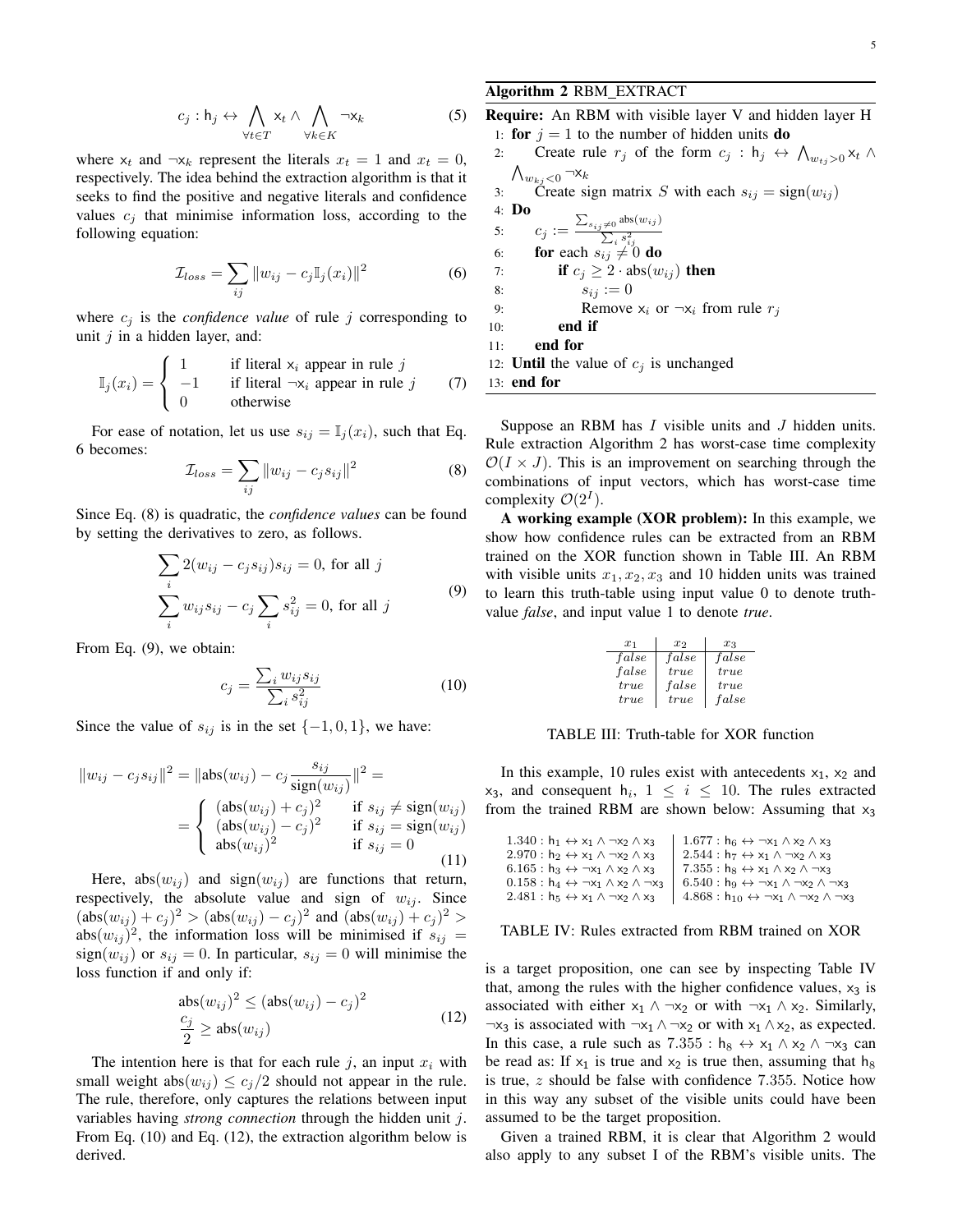$$c_j : \mathsf{h}_j \leftrightarrow \bigwedge_{\forall t \in T} \mathsf{x}_t \wedge \bigwedge_{\forall k \in K} \neg \mathsf{x}_k \tag{5}$$

where $\mathsf{x}_t$ and $\neg\mathsf{x}_k$ represent the literals $x_t = 1$ and $x_t = 0$, respectively. The idea behind the extraction algorithm is that it seeks to find the positive and negative literals and confidence values $c_j$ that minimise information loss, according to the following equation:

$$\mathcal{I}_{loss} = \sum_{ij} \|w_{ij} - c_j \mathbb{I}_j(x_i)\|^2 \tag{6}$$

where $c_j$ is the *confidence value* of rule $j$ corresponding to unit $j$ in a hidden layer, and:

$$\mathbb{I}_j(x_i) = \begin{cases} 1 & \text{if literal } \mathsf{x}_i \text{ appear in rule } j \\ -1 & \text{if literal } \neg\mathsf{x}_i \text{ appear in rule } j \\ 0 & \text{otherwise} \end{cases} \tag{7}$$

For ease of notation, let us use $s_{ij} = \mathbb{I}_j(x_i)$, such that Eq. 6 becomes:

$$\mathcal{I}_{loss} = \sum_{ij} \|w_{ij} - c_j s_{ij}\|^2 \tag{8}$$

Since Eq. (8) is quadratic, the *confidence values* can be found by setting the derivatives to zero, as follows.

$$\begin{aligned} &\sum_i 2(w_{ij} - c_j s_{ij}) s_{ij} = 0, \text{ for all } j \\ &\sum_i w_{ij} s_{ij} - c_j \sum_i s_{ij}^2 = 0, \text{ for all } j \end{aligned} \tag{9}$$

From Eq. (9), we obtain:

$$c_j = \frac{\sum_i w_{ij} s_{ij}}{\sum_i s_{ij}^2} \tag{10}$$

Since the value of $s_{ij}$ is in the set $\{-1, 0, 1\}$, we have:

$$\begin{aligned} \|w_{ij} - c_j s_{ij}\|^2 &= \|\text{abs}(w_{ij}) - c_j \frac{s_{ij}}{\text{sign}(w_{ij})}\|^2 = \\ &= \begin{cases} (\text{abs}(w_{ij}) + c_j)^2 & \text{if } s_{ij} \neq \text{sign}(w_{ij}) \\ (\text{abs}(w_{ij}) - c_j)^2 & \text{if } s_{ij} = \text{sign}(w_{ij}) \\ \text{abs}(w_{ij})^2 & \text{if } s_{ij} = 0 \end{cases} \end{aligned} \tag{11}$$

Here, $\text{abs}(w_{ij})$ and $\text{sign}(w_{ij})$ are functions that return, respectively, the absolute value and sign of $w_{ij}$. Since $(\text{abs}(w_{ij}) + c_j)^2 > (\text{abs}(w_{ij}) - c_j)^2$ and $(\text{abs}(w_{ij}) + c_j)^2 > \text{abs}(w_{ij})^2$, the information loss will be minimised if $s_{ij} = \text{sign}(w_{ij})$ or $s_{ij} = 0$. In particular, $s_{ij} = 0$ will minimise the loss function if and only if:

$$\begin{aligned} &\text{abs}(w_{ij})^2 \leq (\text{abs}(w_{ij}) - c_j)^2 \\ &\frac{c_j}{2} \geq \text{abs}(w_{ij}) \end{aligned} \tag{12}$$

The intention here is that for each rule $j$, an input $x_i$ with small weight $\text{abs}(w_{ij}) \leq c_j/2$ should not appear in the rule. The rule, therefore, only captures the relations between input variables having *strong connection* through the hidden unit $j$. From Eq. (10) and Eq. (12), the extraction algorithm below is derived.

**Algorithm 2** RBM_EXTRACT

```
Require: An RBM with visible layer V and hidden layer H
 1: for j = 1 to the number of hidden units do
 2:     Create rule r_j of the form c_j : h_j ↔ ⋀_{w_tj>0} x_t ∧ ⋀_{w_kj<0} ¬x_k
 3:     Create sign matrix S with each s_ij = sign(w_ij)
 4: Do
 5:     c_j := (Σ_{s_ij≠0} abs(w_ij)) / (Σ_i s_ij^2)
 6:     for each s_ij ≠ 0 do
 7:         if c_j ≥ 2 · abs(w_ij) then
 8:             s_ij := 0
 9:             Remove x_i or ¬x_i from rule r_j
10:         end if
11:     end for
12: Until the value of c_j is unchanged
13: end for
```

Suppose an RBM has $I$ visible units and $J$ hidden units. Rule extraction Algorithm 2 has worst-case time complexity $\mathcal{O}(I \times J)$. This is an improvement on searching through the combinations of input vectors, which has worst-case time complexity $\mathcal{O}(2^I)$.

**A working example (XOR problem):** In this example, we show how confidence rules can be extracted from an RBM trained on the XOR function shown in Table III. An RBM with visible units $x_1, x_2, x_3$ and 10 hidden units was trained to learn this truth-table using input value 0 to denote truth-value *false*, and input value 1 to denote *true*.

| $x_1$ | $x_2$ | $x_3$ |
|---|---|---|
| *false* | *false* | *false* |
| *false* | *true* | *true* |
| *true* | *false* | *true* |
| *true* | *true* | *false* |

TABLE III: Truth-table for XOR function

In this example, 10 rules exist with antecedents $\mathsf{x}_1$, $\mathsf{x}_2$ and $\mathsf{x}_3$, and consequent $\mathsf{h}_i$, $1 \leq i \leq 10$. The rules extracted from the trained RBM are shown below: Assuming that $\mathsf{x}_3$ is a target proposition, one can see by inspecting Table IV that, among the rules with the higher confidence values, $\mathsf{x}_3$ is associated with either $\mathsf{x}_1 \wedge \neg\mathsf{x}_2$ or with $\neg\mathsf{x}_1 \wedge \mathsf{x}_2$. Similarly, $\neg\mathsf{x}_3$ is associated with $\neg\mathsf{x}_1 \wedge \neg\mathsf{x}_2$ or with $\mathsf{x}_1 \wedge \mathsf{x}_2$, as expected. In this case, a rule such as $7.355 : \mathsf{h}_8 \leftrightarrow \mathsf{x}_1 \wedge \mathsf{x}_2 \wedge \neg\mathsf{x}_3$ can be read as: If $\mathsf{x}_1$ is true and $\mathsf{x}_2$ is true then, assuming that $\mathsf{h}_8$ is true, $z$ should be false with confidence 7.355. Notice how in this way any subset of the visible units could have been assumed to be the target proposition.

| | |
|---|---|
| $1.340 : \mathsf{h}_1 \leftrightarrow \mathsf{x}_1 \wedge \neg\mathsf{x}_2 \wedge \mathsf{x}_3$ | $1.677 : \mathsf{h}_6 \leftrightarrow \neg\mathsf{x}_1 \wedge \mathsf{x}_2 \wedge \mathsf{x}_3$ |
| $2.970 : \mathsf{h}_2 \leftrightarrow \mathsf{x}_1 \wedge \neg\mathsf{x}_2 \wedge \mathsf{x}_3$ | $2.544 : \mathsf{h}_7 \leftrightarrow \mathsf{x}_1 \wedge \neg\mathsf{x}_2 \wedge \mathsf{x}_3$ |
| $6.165 : \mathsf{h}_3 \leftrightarrow \neg\mathsf{x}_1 \wedge \mathsf{x}_2 \wedge \mathsf{x}_3$ | $7.355 : \mathsf{h}_8 \leftrightarrow \mathsf{x}_1 \wedge \mathsf{x}_2 \wedge \neg\mathsf{x}_3$ |
| $0.158 : \mathsf{h}_4 \leftrightarrow \neg\mathsf{x}_1 \wedge \mathsf{x}_2 \wedge \neg\mathsf{x}_3$ | $6.540 : \mathsf{h}_9 \leftrightarrow \neg\mathsf{x}_1 \wedge \neg\mathsf{x}_2 \wedge \neg\mathsf{x}_3$ |
| $2.481 : \mathsf{h}_5 \leftrightarrow \mathsf{x}_1 \wedge \neg\mathsf{x}_2 \wedge \mathsf{x}_3$ | $4.868 : \mathsf{h}_{10} \leftrightarrow \neg\mathsf{x}_1 \wedge \neg\mathsf{x}_2 \wedge \neg\mathsf{x}_3$ |

TABLE IV: Rules extracted from RBM trained on XOR

Given a trained RBM, it is clear that Algorithm 2 would also apply to any subset I of the RBM's visible units. The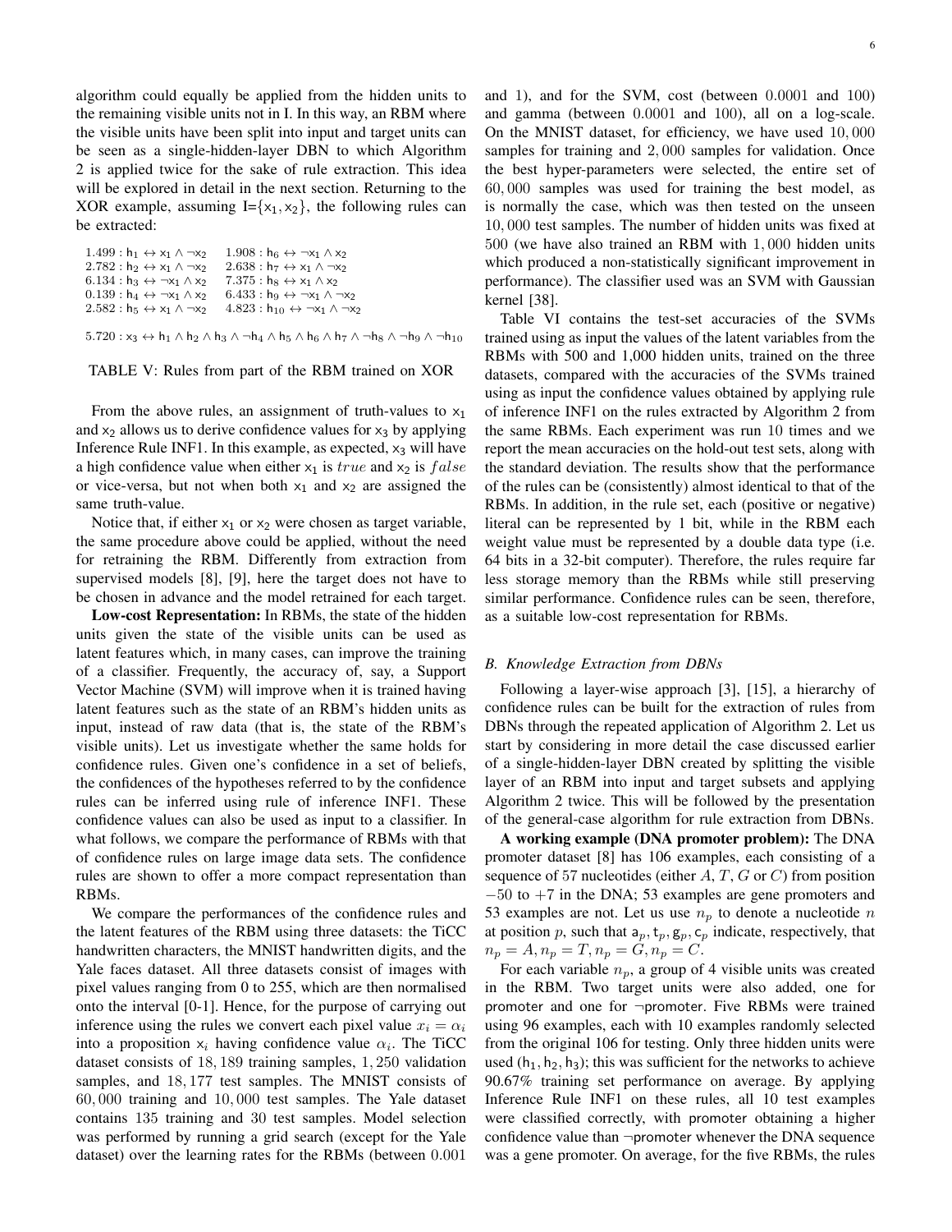algorithm could equally be applied from the hidden units to the remaining visible units not in I. In this way, an RBM where the visible units have been split into input and target units can be seen as a single-hidden-layer DBN to which Algorithm 2 is applied twice for the sake of rule extraction. This idea will be explored in detail in the next section. Returning to the XOR example, assuming I=$\{x_1, x_2\}$, the following rules can be extracted:

$1.499 : h_1 \leftrightarrow x_1 \wedge \neg x_2$ $\quad 1.908 : h_6 \leftrightarrow \neg x_1 \wedge x_2$
$2.782 : h_2 \leftrightarrow x_1 \wedge \neg x_2$ $\quad 2.638 : h_7 \leftrightarrow x_1 \wedge \neg x_2$
$6.134 : h_3 \leftrightarrow \neg x_1 \wedge x_2$ $\quad 7.375 : h_8 \leftrightarrow x_1 \wedge x_2$
$0.139 : h_4 \leftrightarrow \neg x_1 \wedge x_2$ $\quad 6.433 : h_9 \leftrightarrow \neg x_1 \wedge \neg x_2$
$2.582 : h_5 \leftrightarrow x_1 \wedge \neg x_2$ $\quad 4.823 : h_{10} \leftrightarrow \neg x_1 \wedge \neg x_2$

$5.720 : x_3 \leftrightarrow h_1 \wedge h_2 \wedge h_3 \wedge \neg h_4 \wedge h_5 \wedge h_6 \wedge h_7 \wedge \neg h_8 \wedge \neg h_9 \wedge \neg h_{10}$

TABLE V: Rules from part of the RBM trained on XOR

From the above rules, an assignment of truth-values to $x_1$ and $x_2$ allows us to derive confidence values for $x_3$ by applying Inference Rule INF1. In this example, as expected, $x_3$ will have a high confidence value when either $x_1$ is $true$ and $x_2$ is $false$ or vice-versa, but not when both $x_1$ and $x_2$ are assigned the same truth-value.

Notice that, if either $x_1$ or $x_2$ were chosen as target variable, the same procedure above could be applied, without the need for retraining the RBM. Differently from extraction from supervised models [8], [9], here the target does not have to be chosen in advance and the model retrained for each target.

**Low-cost Representation:** In RBMs, the state of the hidden units given the state of the visible units can be used as latent features which, in many cases, can improve the training of a classifier. Frequently, the accuracy of, say, a Support Vector Machine (SVM) will improve when it is trained having latent features such as the state of an RBM's hidden units as input, instead of raw data (that is, the state of the RBM's visible units). Let us investigate whether the same holds for confidence rules. Given one's confidence in a set of beliefs, the confidences of the hypotheses referred to by the confidence rules can be inferred using rule of inference INF1. These confidence values can also be used as input to a classifier. In what follows, we compare the performance of RBMs with that of confidence rules on large image data sets. The confidence rules are shown to offer a more compact representation than RBMs.

We compare the performances of the confidence rules and the latent features of the RBM using three datasets: the TiCC handwritten characters, the MNIST handwritten digits, and the Yale faces dataset. All three datasets consist of images with pixel values ranging from 0 to 255, which are then normalised onto the interval [0-1]. Hence, for the purpose of carrying out inference using the rules we convert each pixel value $x_i = \alpha_i$ into a proposition $x_i$ having confidence value $\alpha_i$. The TiCC dataset consists of $18,189$ training samples, $1,250$ validation samples, and $18,177$ test samples. The MNIST consists of $60,000$ training and $10,000$ test samples. The Yale dataset contains $135$ training and $30$ test samples. Model selection was performed by running a grid search (except for the Yale dataset) over the learning rates for the RBMs (between $0.001$ and 1), and for the SVM, cost (between $0.0001$ and $100$) and gamma (between $0.0001$ and $100$), all on a log-scale. On the MNIST dataset, for efficiency, we have used $10,000$ samples for training and $2,000$ samples for validation. Once the best hyper-parameters were selected, the entire set of $60,000$ samples was used for training the best model, as is normally the case, which was then tested on the unseen $10,000$ test samples. The number of hidden units was fixed at $500$ (we have also trained an RBM with $1,000$ hidden units which produced a non-statistically significant improvement in performance). The classifier used was an SVM with Gaussian kernel [38].

Table VI contains the test-set accuracies of the SVMs trained using as input the values of the latent variables from the RBMs with 500 and 1,000 hidden units, trained on the three datasets, compared with the accuracies of the SVMs trained using as input the confidence values obtained by applying rule of inference INF1 on the rules extracted by Algorithm 2 from the same RBMs. Each experiment was run 10 times and we report the mean accuracies on the hold-out test sets, along with the standard deviation. The results show that the performance of the rules can be (consistently) almost identical to that of the RBMs. In addition, in the rule set, each (positive or negative) literal can be represented by 1 bit, while in the RBM each weight value must be represented by a double data type (i.e. 64 bits in a 32-bit computer). Therefore, the rules require far less storage memory than the RBMs while still preserving similar performance. Confidence rules can be seen, therefore, as a suitable low-cost representation for RBMs.

### B. Knowledge Extraction from DBNs

Following a layer-wise approach [3], [15], a hierarchy of confidence rules can be built for the extraction of rules from DBNs through the repeated application of Algorithm 2. Let us start by considering in more detail the case discussed earlier of a single-hidden-layer DBN created by splitting the visible layer of an RBM into input and target subsets and applying Algorithm 2 twice. This will be followed by the presentation of the general-case algorithm for rule extraction from DBNs.

**A working example (DNA promoter problem):** The DNA promoter dataset [8] has 106 examples, each consisting of a sequence of 57 nucleotides (either $A$, $T$, $G$ or $C$) from position $-50$ to $+7$ in the DNA; 53 examples are gene promoters and 53 examples are not. Let us use $n_p$ to denote a nucleotide $n$ at position $p$, such that $a_p, t_p, g_p, c_p$ indicate, respectively, that $n_p = A, n_p = T, n_p = G, n_p = C$.

For each variable $n_p$, a group of 4 visible units was created in the RBM. Two target units were also added, one for promoter and one for $\neg$promoter. Five RBMs were trained using 96 examples, each with 10 examples randomly selected from the original 106 for testing. Only three hidden units were used ($h_1, h_2, h_3$); this was sufficient for the networks to achieve 90.67% training set performance on average. By applying Inference Rule INF1 on these rules, all 10 test examples were classified correctly, with promoter obtaining a higher confidence value than $\neg$promoter whenever the DNA sequence was a gene promoter. On average, for the five RBMs, the rules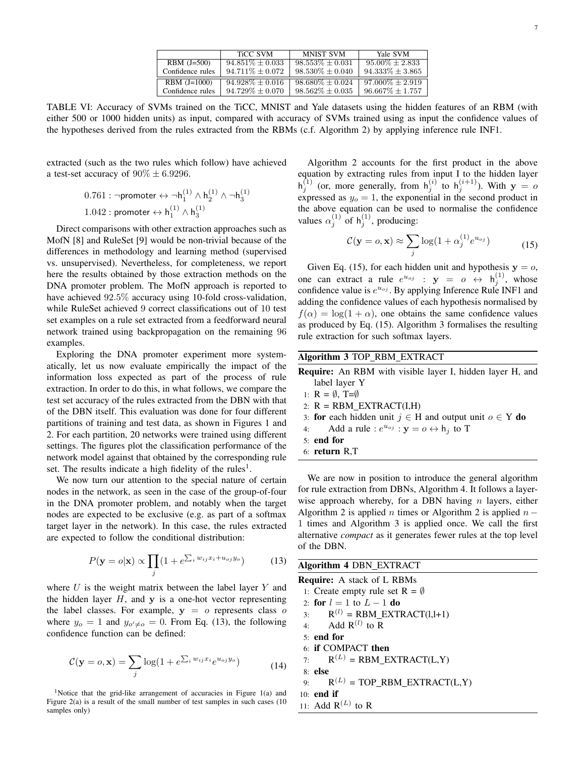|  | TiCC SVM | MNIST SVM | Yale SVM |
|---|---|---|---|
| RBM (J=500) | $94.851\% \pm 0.033$ | $98.553\% \pm 0.031$ | $95.00\% \pm 2.833$ |
| Confidence rules | $94.711\% \pm 0.072$ | $98.530\% \pm 0.040$ | $94.333\% \pm 3.865$ |
| RBM (J=1000) | $94.928\% \pm 0.016$ | $98.680\% \pm 0.024$ | $97.000\% \pm 2.919$ |
| Confidence rules | $94.729\% \pm 0.070$ | $98.562\% \pm 0.035$ | $96.667\% \pm 1.757$ |

TABLE VI: Accuracy of SVMs trained on the TiCC, MNIST and Yale datasets using the hidden features of an RBM (with either 500 or 1000 hidden units) as input, compared with accuracy of SVMs trained using as input the confidence values of the hypotheses derived from the rules extracted from the RBMs (c.f. Algorithm 2) by applying inference rule INF1.

extracted (such as the two rules which follow) have achieved a test-set accuracy of $90\% \pm 6.9296$.

$$0.761 : \neg \mathsf{promoter} \leftrightarrow \neg \mathsf{h}_1^{(1)} \wedge \mathsf{h}_2^{(1)} \wedge \neg \mathsf{h}_3^{(1)}$$
$$1.042 : \mathsf{promoter} \leftrightarrow \mathsf{h}_1^{(1)} \wedge \mathsf{h}_3^{(1)}$$

Direct comparisons with other extraction approaches such as MofN [8] and RuleSet [9] would be non-trivial because of the differences in methodology and learning method (supervised vs. unsupervised). Nevertheless, for completeness, we report here the results obtained by those extraction methods on the DNA promoter problem. The MofN approach is reported to have achieved $92.5\%$ accuracy using 10-fold cross-validation, while RuleSet achieved 9 correct classifications out of 10 test set examples on a rule set extracted from a feedforward neural network trained using backpropagation on the remaining 96 examples.

Exploring the DNA promoter experiment more systematically, let us now evaluate empirically the impact of the information loss expected as part of the process of rule extraction. In order to do this, in what follows, we compare the test set accuracy of the rules extracted from the DBN with that of the DBN itself. This evaluation was done for four different partitions of training and test data, as shown in Figures 1 and 2. For each partition, 20 networks were trained using different settings. The figures plot the classification performance of the network model against that obtained by the corresponding rule set. The results indicate a high fidelity of the rules[1].

We now turn our attention to the special nature of certain nodes in the network, as seen in the case of the group-of-four in the DNA promoter problem, and notably when the target nodes are expected to be exclusive (e.g. as part of a softmax target layer in the network). In this case, the rules extracted are expected to follow the conditional distribution:

$$P(\mathbf{y} = o|\mathbf{x}) \propto \prod_j (1 + e^{\sum_i w_{ij} x_i + u_{oj} y_o}) \tag{13}$$

where $U$ is the weight matrix between the label layer $Y$ and the hidden layer $H$, and $\mathbf{y}$ is a one-hot vector representing the label classes. For example, $\mathbf{y} = o$ represents class $o$ where $y_o = 1$ and $y_{o' \neq o} = 0$. From Eq. (13), the following confidence function can be defined:

$$\mathcal{C}(\mathbf{y} = o, \mathbf{x}) = \sum_j \log(1 + e^{\sum_i w_{ij} x_i} e^{u_{oj} y_o}) \tag{14}$$

[1] Notice that the grid-like arrangement of accuracies in Figure 1(a) and Figure 2(a) is a result of the small number of test samples in such cases (10 samples only)

Algorithm 2 accounts for the first product in the above equation by extracting rules from input I to the hidden layer $\mathsf{h}_j^{(1)}$ (or, more generally, from $\mathsf{h}_j^{(i)}$ to $\mathsf{h}_j^{(i+1)}$). With $\mathbf{y} = o$ expressed as $y_o = 1$, the exponential in the second product in the above equation can be used to normalise the confidence values $\alpha_j^{(1)}$ of $\mathsf{h}_j^{(1)}$, producing:

$$\mathcal{C}(\mathbf{y} = o, \mathbf{x}) \approx \sum_j \log(1 + \alpha_j^{(1)} e^{u_{oj}}) \tag{15}$$

Given Eq. (15), for each hidden unit and hypothesis $\mathbf{y} = o$, one can extract a rule $e^{u_{oj}} : \mathbf{y} = o \leftrightarrow \mathsf{h}_j^{(1)}$, whose confidence value is $e^{u_{oj}}$. By applying Inference Rule INF1 and adding the confidence values of each hypothesis normalised by $f(\alpha) = \log(1 + \alpha)$, one obtains the same confidence values as produced by Eq. (15). Algorithm 3 formalises the resulting rule extraction for such softmax layers.

**Algorithm 3** TOP_RBM_EXTRACT

**Require:** An RBM with visible layer I, hidden layer H, and label layer Y

1: R = $\emptyset$, T=$\emptyset$
2: R = RBM_EXTRACT(I,H)
3: **for** each hidden unit $j \in$ H and output unit $o \in$ Y **do**
4: Add a rule : $e^{u_{oj}} : \mathbf{y} = o \leftrightarrow \mathsf{h}_j$ to T
5: **end for**
6: **return** R,T

We are now in position to introduce the general algorithm for rule extraction from DBNs, Algorithm 4. It follows a layer-wise approach whereby, for a DBN having $n$ layers, either Algorithm 2 is applied $n$ times or Algorithm 2 is applied $n - 1$ times and Algorithm 3 is applied once. We call the first alternative *compact* as it generates fewer rules at the top level of the DBN.

**Algorithm 4** DBN_EXTRACT

**Require:** A stack of L RBMs

1: Create empty rule set R = $\emptyset$
2: **for** $l = 1$ to $L - 1$ **do**
3: $\mathrm{R}^{(l)}$ = RBM_EXTRACT(l,l+1)
4: Add $\mathrm{R}^{(l)}$ to R
5: **end for**
6: **if** COMPACT **then**
7: $\mathrm{R}^{(L)}$ = RBM_EXTRACT(L,Y)
8: **else**
9: $\mathrm{R}^{(L)}$ = TOP_RBM_EXTRACT(L,Y)
10: **end if**
11: Add $\mathrm{R}^{(L)}$ to R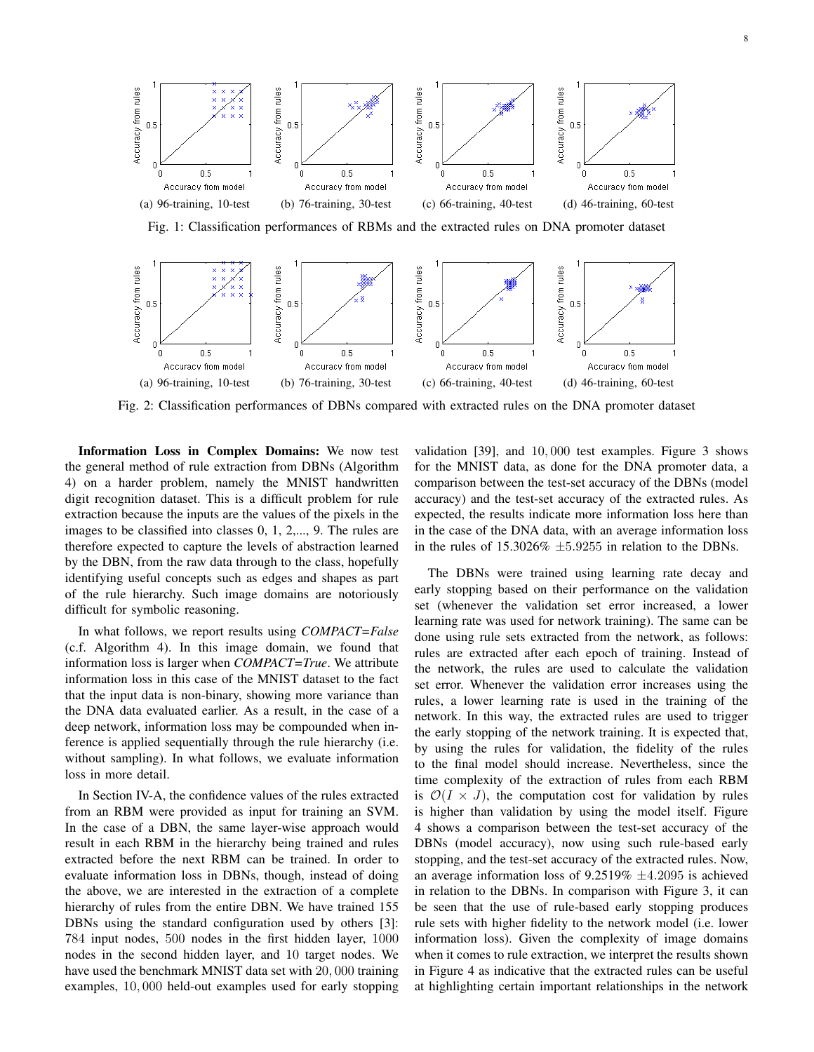(a) 96-training, 10-test (b) 76-training, 30-test (c) 66-training, 40-test (d) 46-training, 60-test

Fig. 1: Classification performances of RBMs and the extracted rules on DNA promoter dataset

(a) 96-training, 10-test (b) 76-training, 30-test (c) 66-training, 40-test (d) 46-training, 60-test

Fig. 2: Classification performances of DBNs compared with extracted rules on the DNA promoter dataset

**Information Loss in Complex Domains:** We now test the general method of rule extraction from DBNs (Algorithm 4) on a harder problem, namely the MNIST handwritten digit recognition dataset. This is a difficult problem for rule extraction because the inputs are the values of the pixels in the images to be classified into classes 0, 1, 2,..., 9. The rules are therefore expected to capture the levels of abstraction learned by the DBN, from the raw data through to the class, hopefully identifying useful concepts such as edges and shapes as part of the rule hierarchy. Such image domains are notoriously difficult for symbolic reasoning.

In what follows, we report results using *COMPACT=False* (c.f. Algorithm 4). In this image domain, we found that information loss is larger when *COMPACT=True*. We attribute information loss in this case of the MNIST dataset to the fact that the input data is non-binary, showing more variance than the DNA data evaluated earlier. As a result, in the case of a deep network, information loss may be compounded when inference is applied sequentially through the rule hierarchy (i.e. without sampling). In what follows, we evaluate information loss in more detail.

In Section IV-A, the confidence values of the rules extracted from an RBM were provided as input for training an SVM. In the case of a DBN, the same layer-wise approach would result in each RBM in the hierarchy being trained and rules extracted before the next RBM can be trained. In order to evaluate information loss in DBNs, though, instead of doing the above, we are interested in the extraction of a complete hierarchy of rules from the entire DBN. We have trained 155 DBNs using the standard configuration used by others [3]: $784$ input nodes, $500$ nodes in the first hidden layer, $1000$ nodes in the second hidden layer, and $10$ target nodes. We have used the benchmark MNIST data set with $20,000$ training examples, $10,000$ held-out examples used for early stopping validation [39], and $10,000$ test examples. Figure 3 shows for the MNIST data, as done for the DNA promoter data, a comparison between the test-set accuracy of the DBNs (model accuracy) and the test-set accuracy of the extracted rules. As expected, the results indicate more information loss here than in the case of the DNA data, with an average information loss in the rules of $15.3026\%$ $\pm 5.9255$ in relation to the DBNs.

The DBNs were trained using learning rate decay and early stopping based on their performance on the validation set (whenever the validation set error increased, a lower learning rate was used for network training). The same can be done using rule sets extracted from the network, as follows: rules are extracted after each epoch of training. Instead of the network, the rules are used to calculate the validation set error. Whenever the validation error increases using the rules, a lower learning rate is used in the training of the network. In this way, the extracted rules are used to trigger the early stopping of the network training. It is expected that, by using the rules for validation, the fidelity of the rules to the final model should increase. Nevertheless, since the time complexity of the extraction of rules from each RBM is $\mathcal{O}(I \times J)$, the computation cost for validation by rules is higher than validation by using the model itself. Figure 4 shows a comparison between the test-set accuracy of the DBNs (model accuracy), now using such rule-based early stopping, and the test-set accuracy of the extracted rules. Now, an average information loss of $9.2519\%$ $\pm 4.2095$ is achieved in relation to the DBNs. In comparison with Figure 3, it can be seen that the use of rule-based early stopping produces rule sets with higher fidelity to the network model (i.e. lower information loss). Given the complexity of image domains when it comes to rule extraction, we interpret the results shown in Figure 4 as indicative that the extracted rules can be useful at highlighting certain important relationships in the network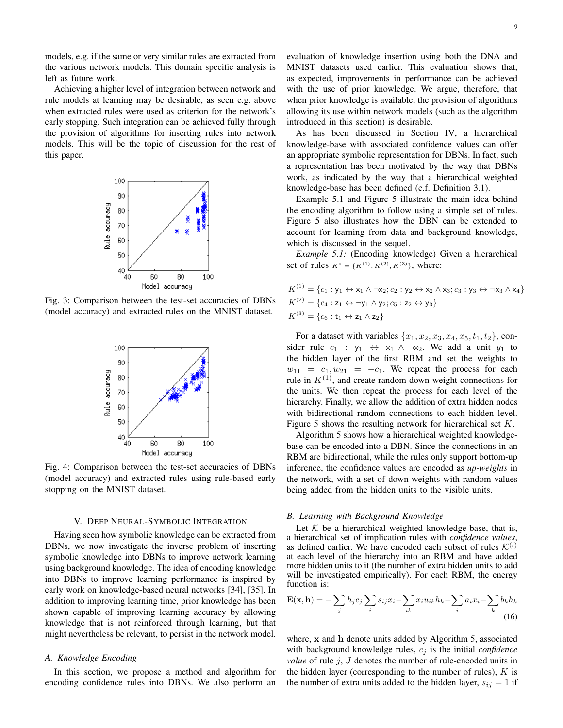models, e.g. if the same or very similar rules are extracted from the various network models. This domain specific analysis is left as future work.

Achieving a higher level of integration between network and rule models at learning may be desirable, as seen e.g. above when extracted rules were used as criterion for the network's early stopping. Such integration can be achieved fully through the provision of algorithms for inserting rules into network models. This will be the topic of discussion for the rest of this paper.

Fig. 3: Comparison between the test-set accuracies of DBNs (model accuracy) and extracted rules on the MNIST dataset.

Fig. 4: Comparison between the test-set accuracies of DBNs (model accuracy) and extracted rules using rule-based early stopping on the MNIST dataset.

## V. Deep Neural-Symbolic Integration

Having seen how symbolic knowledge can be extracted from DBNs, we now investigate the inverse problem of inserting symbolic knowledge into DBNs to improve network learning using background knowledge. The idea of encoding knowledge into DBNs to improve learning performance is inspired by early work on knowledge-based neural networks [34], [35]. In addition to improving learning time, prior knowledge has been shown capable of improving learning accuracy by allowing knowledge that is not reinforced through learning, but that might nevertheless be relevant, to persist in the network model.

### A. Knowledge Encoding

In this section, we propose a method and algorithm for encoding confidence rules into DBNs. We also perform an evaluation of knowledge insertion using both the DNA and MNIST datasets used earlier. This evaluation shows that, as expected, improvements in performance can be achieved with the use of prior knowledge. We argue, therefore, that when prior knowledge is available, the provision of algorithms allowing its use within network models (such as the algorithm introduced in this section) is desirable.

As has been discussed in Section IV, a hierarchical knowledge-base with associated confidence values can offer an appropriate symbolic representation for DBNs. In fact, such a representation has been motivated by the way that DBNs work, as indicated by the way that a hierarchical weighted knowledge-base has been defined (c.f. Definition 3.1).

Example 5.1 and Figure 5 illustrate the main idea behind the encoding algorithm to follow using a simple set of rules. Figure 5 also illustrates how the DBN can be extended to account for learning from data and background knowledge, which is discussed in the sequel.

*Example 5.1:* (Encoding knowledge) Given a hierarchical set of rules $K^s = \{K^{(1)}, K^{(2)}, K^{(3)}\}$, where:

$$K^{(1)} = \{c_1 : \mathsf{y}_1 \leftrightarrow \mathsf{x}_1 \wedge \neg \mathsf{x}_2; c_2 : \mathsf{y}_2 \leftrightarrow \mathsf{x}_2 \wedge \mathsf{x}_3; c_3 : \mathsf{y}_3 \leftrightarrow \neg \mathsf{x}_3 \wedge \mathsf{x}_4\}$$
$$K^{(2)} = \{c_4 : \mathsf{z}_1 \leftrightarrow \neg \mathsf{y}_1 \wedge \mathsf{y}_2; c_5 : \mathsf{z}_2 \leftrightarrow \mathsf{y}_3\}$$
$$K^{(3)} = \{c_6 : \mathsf{t}_1 \leftrightarrow \mathsf{z}_1 \wedge \mathsf{z}_2\}$$

For a dataset with variables $\{x_1, x_2, x_3, x_4, x_5, t_1, t_2\}$, consider rule $c_1 : \mathsf{y}_1 \leftrightarrow \mathsf{x}_1 \wedge \neg \mathsf{x}_2$. We add a unit $y_1$ to the hidden layer of the first RBM and set the weights to $w_{11} = c_1, w_{21} = -c_1$. We repeat the process for each rule in $K^{(1)}$, and create random down-weight connections for the units. We then repeat the process for each level of the hierarchy. Finally, we allow the addition of extra hidden nodes with bidirectional random connections to each hidden level. Figure 5 shows the resulting network for hierarchical set $K$.

Algorithm 5 shows how a hierarchical weighted knowledge-base can be encoded into a DBN. Since the connections in an RBM are bidirectional, while the rules only support bottom-up inference, the confidence values are encoded as *up-weights* in the network, with a set of down-weights with random values being added from the hidden units to the visible units.

### B. Learning with Background Knowledge

Let $\mathcal{K}$ be a hierarchical weighted knowledge-base, that is, a hierarchical set of implication rules with *confidence values*, as defined earlier. We have encoded each subset of rules $\mathcal{K}^{(l)}$ at each level of the hierarchy into an RBM and have added more hidden units to it (the number of extra hidden units to add will be investigated empirically). For each RBM, the energy function is:

$$\mathbf{E}(\mathbf{x}, \mathbf{h}) = -\sum_j h_j c_j \sum_i s_{ij} x_i - \sum_{ik} x_i u_{ik} h_k - \sum_i a_i x_i - \sum_k b_k h_k \tag{16}$$

where, $\mathbf{x}$ and $\mathbf{h}$ denote units added by Algorithm 5, associated with background knowledge rules, $c_j$ is the initial *confidence value* of rule $j$, $J$ denotes the number of rule-encoded units in the hidden layer (corresponding to the number of rules), $K$ is the number of extra units added to the hidden layer, $s_{ij} = 1$ if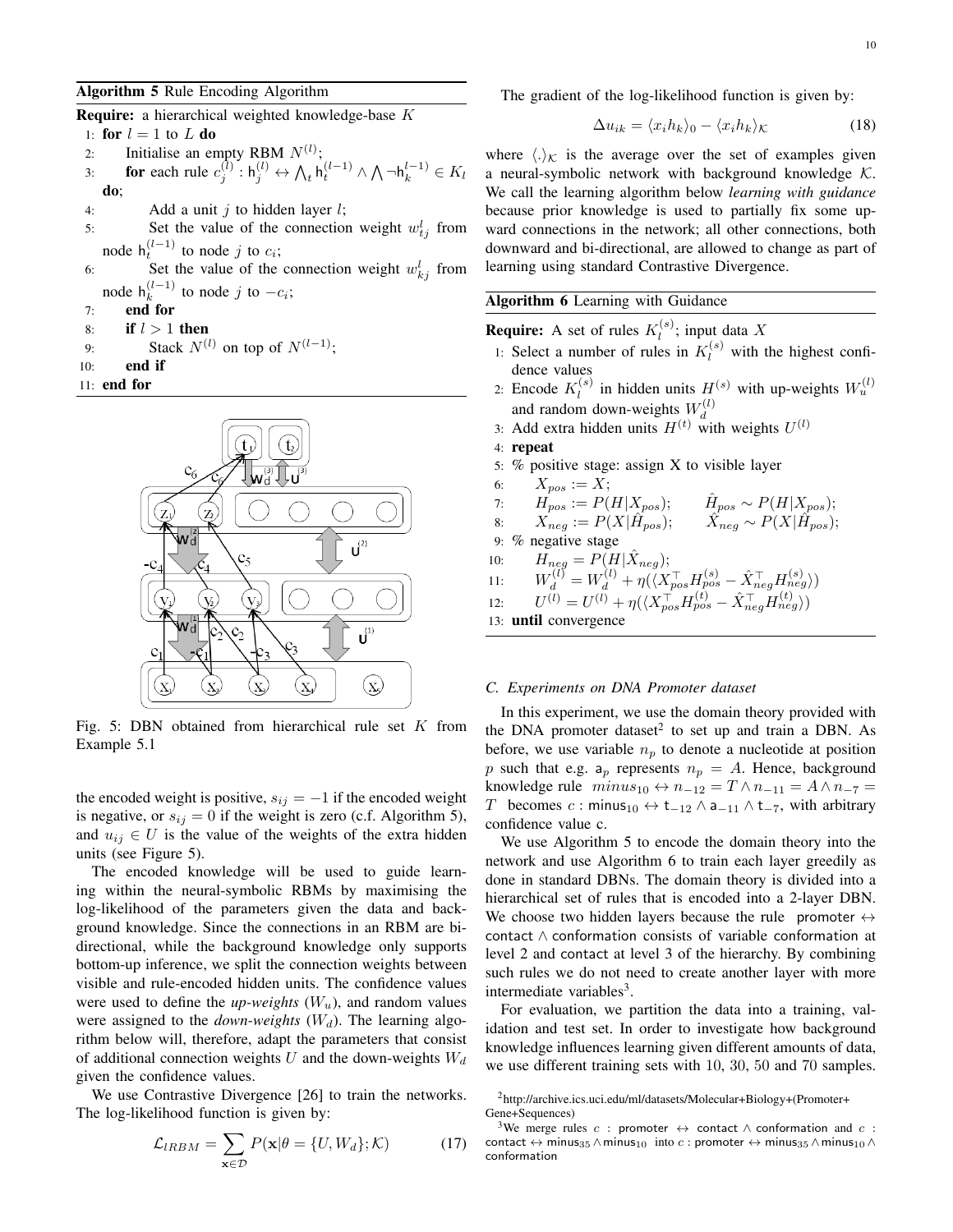**Algorithm 5** Rule Encoding Algorithm

**Require:** a hierarchical weighted knowledge-base $K$

1: **for** $l = 1$ to $L$ **do**
2: Initialise an empty RBM $N^{(l)}$;
3: **for** each rule $c_j^{(l)} : \mathsf{h}_j^{(l)} \leftrightarrow \bigwedge_t \mathsf{h}_t^{(l-1)} \wedge \bigwedge \neg \mathsf{h}_k^{l-1)} \in K_l$ **do**;
4: Add a unit $j$ to hidden layer $l$;
5: Set the value of the connection weight $w_{tj}^l$ from node $\mathsf{h}_t^{(l-1)}$ to node $j$ to $c_i$;
6: Set the value of the connection weight $w_{kj}^l$ from node $\mathsf{h}_k^{(l-1)}$ to node $j$ to $-c_i$;
7: **end for**
8: **if** $l > 1$ **then**
9: Stack $N^{(l)}$ on top of $N^{(l-1)}$;
10: **end if**
11: **end for**

Fig. 5: DBN obtained from hierarchical rule set $K$ from Example 5.1

the encoded weight is positive, $s_{ij} = -1$ if the encoded weight is negative, or $s_{ij} = 0$ if the weight is zero (c.f. Algorithm 5), and $u_{ij} \in U$ is the value of the weights of the extra hidden units (see Figure 5).

The encoded knowledge will be used to guide learning within the neural-symbolic RBMs by maximising the log-likelihood of the parameters given the data and background knowledge. Since the connections in an RBM are bi-directional, while the background knowledge only supports bottom-up inference, we split the connection weights between visible and rule-encoded hidden units. The confidence values were used to define the *up-weights* ($W_u$), and random values were assigned to the *down-weights* ($W_d$). The learning algorithm below will, therefore, adapt the parameters that consist of additional connection weights $U$ and the down-weights $W_d$ given the confidence values.

We use Contrastive Divergence [26] to train the networks. The log-likelihood function is given by:

$$\mathcal{L}_{lRBM} = \sum_{\mathbf{x} \in \mathcal{D}} P(\mathbf{x}|\theta = \{U, W_d\}; \mathcal{K}) \tag{17}$$

The gradient of the log-likelihood function is given by:

$$\Delta u_{ik} = \langle x_i h_k \rangle_0 - \langle x_i h_k \rangle_{\mathcal{K}} \tag{18}$$

where $\langle . \rangle_{\mathcal{K}}$ is the average over the set of examples given a neural-symbolic network with background knowledge $\mathcal{K}$. We call the learning algorithm below *learning with guidance* because prior knowledge is used to partially fix some upward connections in the network; all other connections, both downward and bi-directional, are allowed to change as part of learning using standard Contrastive Divergence.

**Algorithm 6** Learning with Guidance

**Require:** A set of rules $K_l^{(s)}$; input data $X$

1: Select a number of rules in $K_l^{(s)}$ with the highest confidence values
2: Encode $K_l^{(s)}$ in hidden units $H^{(s)}$ with up-weights $W_u^{(l)}$ and random down-weights $W_d^{(l)}$
3: Add extra hidden units $H^{(t)}$ with weights $U^{(l)}$
4: **repeat**
5: % positive stage: assign X to visible layer
6: $X_{pos} := X$;
7: $H_{pos} := P(H|X_{pos})$; $\quad \hat{H}_{pos} \sim P(H|X_{pos})$;
8: $X_{neg} := P(X|\hat{H}_{pos})$; $\quad \hat{X}_{neg} \sim P(X|\hat{H}_{pos})$;
9: % negative stage
10: $H_{neg} = P(H|\hat{X}_{neg})$;
11: $W_d^{(l)} = W_d^{(l)} + \eta(\langle X_{pos}^\top H_{pos}^{(s)} - \hat{X}_{neg}^\top H_{neg}^{(s)} \rangle)$
12: $U^{(l)} = U^{(l)} + \eta(\langle X_{pos}^\top H_{pos}^{(t)} - \hat{X}_{neg}^\top H_{neg}^{(t)} \rangle)$
13: **until** convergence

### C. Experiments on DNA Promoter dataset

In this experiment, we use the domain theory provided with the DNA promoter dataset[2] to set up and train a DBN. As before, we use variable $n_p$ to denote a nucleotide at position $p$ such that e.g. $\mathsf{a}_p$ represents $n_p = A$. Hence, background knowledge rule $minus_{10} \leftrightarrow n_{-12} = T \wedge n_{-11} = A \wedge n_{-7} = T$ becomes $c : \mathsf{minus}_{10} \leftrightarrow \mathsf{t}_{-12} \wedge \mathsf{a}_{-11} \wedge \mathsf{t}_{-7}$, with arbitrary confidence value c.

We use Algorithm 5 to encode the domain theory into the network and use Algorithm 6 to train each layer greedily as done in standard DBNs. The domain theory is divided into a hierarchical set of rules that is encoded into a 2-layer DBN. We choose two hidden layers because the rule $\mathsf{promoter} \leftrightarrow \mathsf{contact} \wedge \mathsf{conformation}$ consists of variable $\mathsf{conformation}$ at level 2 and $\mathsf{contact}$ at level 3 of the hierarchy. By combining such rules we do not need to create another layer with more intermediate variables[3].

For evaluation, we partition the data into a training, validation and test set. In order to investigate how background knowledge influences learning given different amounts of data, we use different training sets with 10, 30, 50 and 70 samples.

[2] http://archive.ics.uci.edu/ml/datasets/Molecular+Biology+(Promoter+Gene+Sequences)

[3] We merge rules $c : \mathsf{promoter} \leftrightarrow \mathsf{contact} \wedge \mathsf{conformation}$ and $c : \mathsf{contact} \leftrightarrow \mathsf{minus}_{35} \wedge \mathsf{minus}_{10}$ into $c : \mathsf{promoter} \leftrightarrow \mathsf{minus}_{35} \wedge \mathsf{minus}_{10} \wedge \mathsf{conformation}$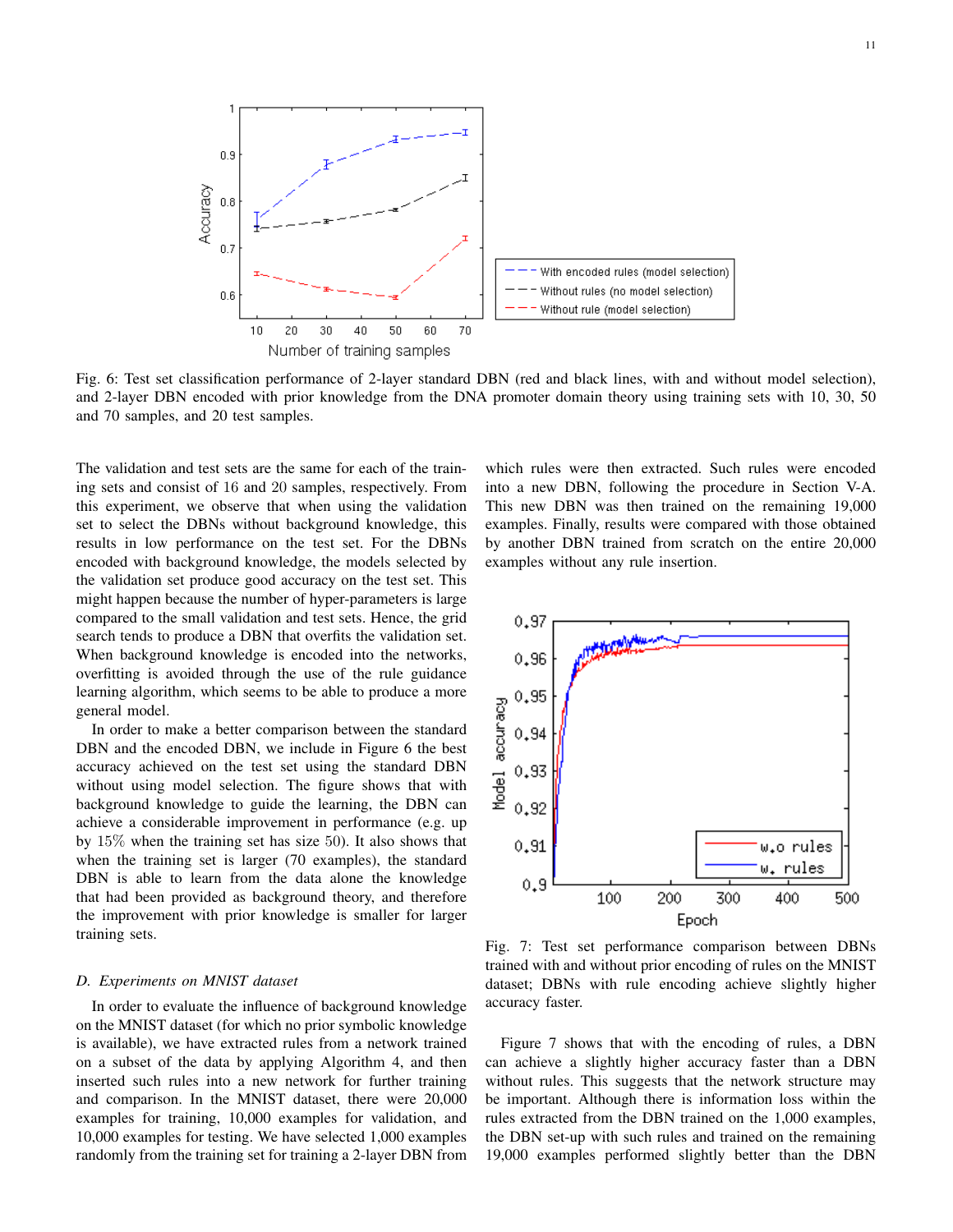Fig. 6: Test set classification performance of 2-layer standard DBN (red and black lines, with and without model selection), and 2-layer DBN encoded with prior knowledge from the DNA promoter domain theory using training sets with 10, 30, 50 and 70 samples, and 20 test samples.

The validation and test sets are the same for each of the training sets and consist of 16 and 20 samples, respectively. From this experiment, we observe that when using the validation set to select the DBNs without background knowledge, this results in low performance on the test set. For the DBNs encoded with background knowledge, the models selected by the validation set produce good accuracy on the test set. This might happen because the number of hyper-parameters is large compared to the small validation and test sets. Hence, the grid search tends to produce a DBN that overfits the validation set. When background knowledge is encoded into the networks, overfitting is avoided through the use of the rule guidance learning algorithm, which seems to be able to produce a more general model.

In order to make a better comparison between the standard DBN and the encoded DBN, we include in Figure 6 the best accuracy achieved on the test set using the standard DBN without using model selection. The figure shows that with background knowledge to guide the learning, the DBN can achieve a considerable improvement in performance (e.g. up by 15% when the training set has size 50). It also shows that when the training set is larger (70 examples), the standard DBN is able to learn from the data alone the knowledge that had been provided as background theory, and therefore the improvement with prior knowledge is smaller for larger training sets.

### *D. Experiments on MNIST dataset*

In order to evaluate the influence of background knowledge on the MNIST dataset (for which no prior symbolic knowledge is available), we have extracted rules from a network trained on a subset of the data by applying Algorithm 4, and then inserted such rules into a new network for further training and comparison. In the MNIST dataset, there were 20,000 examples for training, 10,000 examples for validation, and 10,000 examples for testing. We have selected 1,000 examples randomly from the training set for training a 2-layer DBN from which rules were then extracted. Such rules were encoded into a new DBN, following the procedure in Section V-A. This new DBN was then trained on the remaining 19,000 examples. Finally, results were compared with those obtained by another DBN trained from scratch on the entire 20,000 examples without any rule insertion.

Fig. 7: Test set performance comparison between DBNs trained with and without prior encoding of rules on the MNIST dataset; DBNs with rule encoding achieve slightly higher accuracy faster.

Figure 7 shows that with the encoding of rules, a DBN can achieve a slightly higher accuracy faster than a DBN without rules. This suggests that the network structure may be important. Although there is information loss within the rules extracted from the DBN trained on the 1,000 examples, the DBN set-up with such rules and trained on the remaining 19,000 examples performed slightly better than the DBN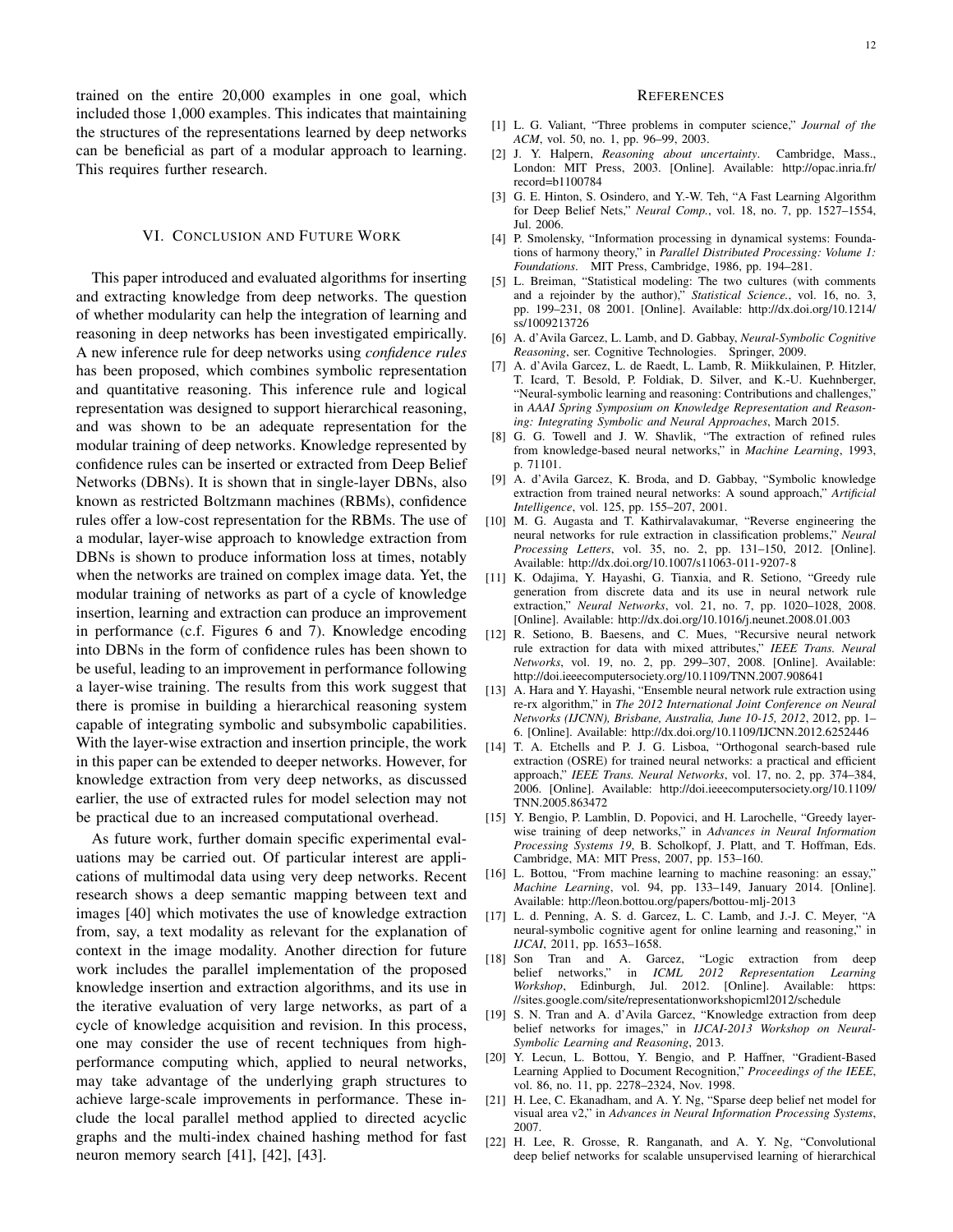trained on the entire 20,000 examples in one goal, which included those 1,000 examples. This indicates that maintaining the structures of the representations learned by deep networks can be beneficial as part of a modular approach to learning. This requires further research.

## VI. Conclusion and Future Work

This paper introduced and evaluated algorithms for inserting and extracting knowledge from deep networks. The question of whether modularity can help the integration of learning and reasoning in deep networks has been investigated empirically. A new inference rule for deep networks using *confidence rules* has been proposed, which combines symbolic representation and quantitative reasoning. This inference rule and logical representation was designed to support hierarchical reasoning, and was shown to be an adequate representation for the modular training of deep networks. Knowledge represented by confidence rules can be inserted or extracted from Deep Belief Networks (DBNs). It is shown that in single-layer DBNs, also known as restricted Boltzmann machines (RBMs), confidence rules offer a low-cost representation for the RBMs. The use of a modular, layer-wise approach to knowledge extraction from DBNs is shown to produce information loss at times, notably when the networks are trained on complex image data. Yet, the modular training of networks as part of a cycle of knowledge insertion, learning and extraction can produce an improvement in performance (c.f. Figures 6 and 7). Knowledge encoding into DBNs in the form of confidence rules has been shown to be useful, leading to an improvement in performance following a layer-wise training. The results from this work suggest that there is promise in building a hierarchical reasoning system capable of integrating symbolic and subsymbolic capabilities. With the layer-wise extraction and insertion principle, the work in this paper can be extended to deeper networks. However, for knowledge extraction from very deep networks, as discussed earlier, the use of extracted rules for model selection may not be practical due to an increased computational overhead.

As future work, further domain specific experimental evaluations may be carried out. Of particular interest are applications of multimodal data using very deep networks. Recent research shows a deep semantic mapping between text and images [40] which motivates the use of knowledge extraction from, say, a text modality as relevant for the explanation of context in the image modality. Another direction for future work includes the parallel implementation of the proposed knowledge insertion and extraction algorithms, and its use in the iterative evaluation of very large networks, as part of a cycle of knowledge acquisition and revision. In this process, one may consider the use of recent techniques from high-performance computing which, applied to neural networks, may take advantage of the underlying graph structures to achieve large-scale improvements in performance. These include the local parallel method applied to directed acyclic graphs and the multi-index chained hashing method for fast neuron memory search [41], [42], [43].

## References

[1] L. G. Valiant, "Three problems in computer science," *Journal of the ACM*, vol. 50, no. 1, pp. 96–99, 2003.

[2] J. Y. Halpern, *Reasoning about uncertainty*. Cambridge, Mass., London: MIT Press, 2003. [Online]. Available: http://opac.inria.fr/record=b1100784

[3] G. E. Hinton, S. Osindero, and Y.-W. Teh, "A Fast Learning Algorithm for Deep Belief Nets," *Neural Comp.*, vol. 18, no. 7, pp. 1527–1554, Jul. 2006.

[4] P. Smolensky, "Information processing in dynamical systems: Foundations of harmony theory," in *Parallel Distributed Processing: Volume 1: Foundations*. MIT Press, Cambridge, 1986, pp. 194–281.

[5] L. Breiman, "Statistical modeling: The two cultures (with comments and a rejoinder by the author)," *Statistical Science.*, vol. 16, no. 3, pp. 199–231, 08 2001. [Online]. Available: http://dx.doi.org/10.1214/ss/1009213726

[6] A. d'Avila Garcez, L. Lamb, and D. Gabbay, *Neural-Symbolic Cognitive Reasoning*, ser. Cognitive Technologies. Springer, 2009.

[7] A. d'Avila Garcez, L. de Raedt, L. Lamb, R. Miikkulainen, P. Hitzler, T. Icard, T. Besold, P. Foldiak, D. Silver, and K.-U. Kuehnberger, "Neural-symbolic learning and reasoning: Contributions and challenges," in *AAAI Spring Symposium on Knowledge Representation and Reasoning: Integrating Symbolic and Neural Approaches*, March 2015.

[8] G. G. Towell and J. W. Shavlik, "The extraction of refined rules from knowledge-based neural networks," in *Machine Learning*, 1993, p. 71101.

[9] A. d'Avila Garcez, K. Broda, and D. Gabbay, "Symbolic knowledge extraction from trained neural networks: A sound approach," *Artificial Intelligence*, vol. 125, pp. 155–207, 2001.

[10] M. G. Augasta and T. Kathirvalavakumar, "Reverse engineering the neural networks for rule extraction in classification problems," *Neural Processing Letters*, vol. 35, no. 2, pp. 131–150, 2012. [Online]. Available: http://dx.doi.org/10.1007/s11063-011-9207-8

[11] K. Odajima, Y. Hayashi, G. Tianxia, and R. Setiono, "Greedy rule generation from discrete data and its use in neural network rule extraction," *Neural Networks*, vol. 21, no. 7, pp. 1020–1028, 2008. [Online]. Available: http://dx.doi.org/10.1016/j.neunet.2008.01.003

[12] R. Setiono, B. Baesens, and C. Mues, "Recursive neural network rule extraction for data with mixed attributes," *IEEE Trans. Neural Networks*, vol. 19, no. 2, pp. 299–307, 2008. [Online]. Available: http://doi.ieeecomputersociety.org/10.1109/TNN.2007.908641

[13] A. Hara and Y. Hayashi, "Ensemble neural network rule extraction using re-rx algorithm," in *The 2012 International Joint Conference on Neural Networks (IJCNN), Brisbane, Australia, June 10-15, 2012*, 2012, pp. 1–6. [Online]. Available: http://dx.doi.org/10.1109/IJCNN.2012.6252446

[14] T. A. Etchells and P. J. G. Lisboa, "Orthogonal search-based rule extraction (OSRE) for trained neural networks: a practical and efficient approach," *IEEE Trans. Neural Networks*, vol. 17, no. 2, pp. 374–384, 2006. [Online]. Available: http://doi.ieeecomputersociety.org/10.1109/TNN.2005.863472

[15] Y. Bengio, P. Lamblin, D. Popovici, and H. Larochelle, "Greedy layer-wise training of deep networks," in *Advances in Neural Information Processing Systems 19*, B. Scholkopf, J. Platt, and T. Hoffman, Eds. Cambridge, MA: MIT Press, 2007, pp. 153–160.

[16] L. Bottou, "From machine learning to machine reasoning: an essay," *Machine Learning*, vol. 94, pp. 133–149, January 2014. [Online]. Available: http://leon.bottou.org/papers/bottou-mlj-2013

[17] L. d. Penning, A. S. d. Garcez, L. C. Lamb, and J.-J. C. Meyer, "A neural-symbolic cognitive agent for online learning and reasoning," in *IJCAI*, 2011, pp. 1653–1658.

[18] Son Tran and A. Garcez, "Logic extraction from deep belief networks," in *ICML 2012 Representation Learning Workshop*, Edinburgh, Jul. 2012. [Online]. Available: https://sites.google.com/site/representationworkshopicml2012/schedule

[19] S. N. Tran and A. d'Avila Garcez, "Knowledge extraction from deep belief networks for images," in *IJCAI-2013 Workshop on Neural-Symbolic Learning and Reasoning*, 2013.

[20] Y. Lecun, L. Bottou, Y. Bengio, and P. Haffner, "Gradient-Based Learning Applied to Document Recognition," *Proceedings of the IEEE*, vol. 86, no. 11, pp. 2278–2324, Nov. 1998.

[21] H. Lee, C. Ekanadham, and A. Y. Ng, "Sparse deep belief net model for visual area v2," in *Advances in Neural Information Processing Systems*, 2007.

[22] H. Lee, R. Grosse, R. Ranganath, and A. Y. Ng, "Convolutional deep belief networks for scalable unsupervised learning of hierarchical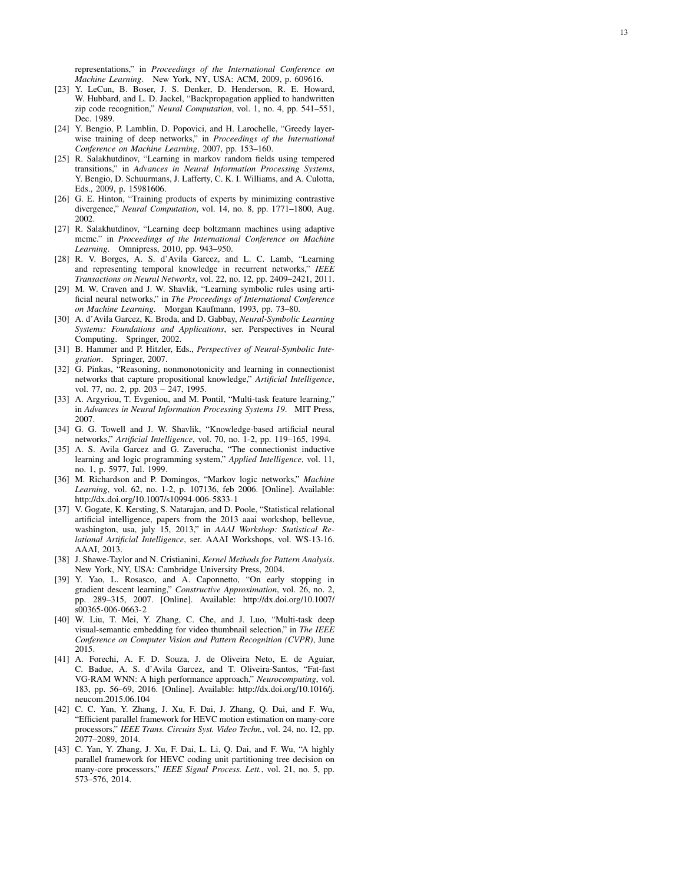representations," in *Proceedings of the International Conference on Machine Learning*. New York, NY, USA: ACM, 2009, p. 609616.

[23] Y. LeCun, B. Boser, J. S. Denker, D. Henderson, R. E. Howard, W. Hubbard, and L. D. Jackel, "Backpropagation applied to handwritten zip code recognition," *Neural Computation*, vol. 1, no. 4, pp. 541–551, Dec. 1989.

[24] Y. Bengio, P. Lamblin, D. Popovici, and H. Larochelle, "Greedy layer-wise training of deep networks," in *Proceedings of the International Conference on Machine Learning*, 2007, pp. 153–160.

[25] R. Salakhutdinov, "Learning in markov random fields using tempered transitions," in *Advances in Neural Information Processing Systems*, Y. Bengio, D. Schuurmans, J. Lafferty, C. K. I. Williams, and A. Culotta, Eds., 2009, p. 15981606.

[26] G. E. Hinton, "Training products of experts by minimizing contrastive divergence," *Neural Computation*, vol. 14, no. 8, pp. 1771–1800, Aug. 2002.

[27] R. Salakhutdinov, "Learning deep boltzmann machines using adaptive mcmc." in *Proceedings of the International Conference on Machine Learning*. Omnipress, 2010, pp. 943–950.

[28] R. V. Borges, A. S. d'Avila Garcez, and L. C. Lamb, "Learning and representing temporal knowledge in recurrent networks," *IEEE Transactions on Neural Networks*, vol. 22, no. 12, pp. 2409–2421, 2011.

[29] M. W. Craven and J. W. Shavlik, "Learning symbolic rules using artificial neural networks," in *The Proceedings of International Conference on Machine Learning*. Morgan Kaufmann, 1993, pp. 73–80.

[30] A. d'Avila Garcez, K. Broda, and D. Gabbay, *Neural-Symbolic Learning Systems: Foundations and Applications*, ser. Perspectives in Neural Computing. Springer, 2002.

[31] B. Hammer and P. Hitzler, Eds., *Perspectives of Neural-Symbolic Integration*. Springer, 2007.

[32] G. Pinkas, "Reasoning, nonmonotonicity and learning in connectionist networks that capture propositional knowledge," *Artificial Intelligence*, vol. 77, no. 2, pp. 203 – 247, 1995.

[33] A. Argyriou, T. Evgeniou, and M. Pontil, "Multi-task feature learning," in *Advances in Neural Information Processing Systems 19*. MIT Press, 2007.

[34] G. G. Towell and J. W. Shavlik, "Knowledge-based artificial neural networks," *Artificial Intelligence*, vol. 70, no. 1-2, pp. 119–165, 1994.

[35] A. S. Avila Garcez and G. Zaverucha, "The connectionist inductive learning and logic programming system," *Applied Intelligence*, vol. 11, no. 1, p. 5977, Jul. 1999.

[36] M. Richardson and P. Domingos, "Markov logic networks," *Machine Learning*, vol. 62, no. 1-2, p. 107136, feb 2006. [Online]. Available: http://dx.doi.org/10.1007/s10994-006-5833-1

[37] V. Gogate, K. Kersting, S. Natarajan, and D. Poole, "Statistical relational artificial intelligence, papers from the 2013 aaai workshop, bellevue, washington, usa, july 15, 2013," in *AAAI Workshop: Statistical Relational Artificial Intelligence*, ser. AAAI Workshops, vol. WS-13-16. AAAI, 2013.

[38] J. Shawe-Taylor and N. Cristianini, *Kernel Methods for Pattern Analysis*. New York, NY, USA: Cambridge University Press, 2004.

[39] Y. Yao, L. Rosasco, and A. Caponnetto, "On early stopping in gradient descent learning," *Constructive Approximation*, vol. 26, no. 2, pp. 289–315, 2007. [Online]. Available: http://dx.doi.org/10.1007/s00365-006-0663-2

[40] W. Liu, T. Mei, Y. Zhang, C. Che, and J. Luo, "Multi-task deep visual-semantic embedding for video thumbnail selection," in *The IEEE Conference on Computer Vision and Pattern Recognition (CVPR)*, June 2015.

[41] A. Forechi, A. F. D. Souza, J. de Oliveira Neto, E. de Aguiar, C. Badue, A. S. d'Avila Garcez, and T. Oliveira-Santos, "Fat-fast VG-RAM WNN: A high performance approach," *Neurocomputing*, vol. 183, pp. 56–69, 2016. [Online]. Available: http://dx.doi.org/10.1016/j.neucom.2015.06.104

[42] C. C. Yan, Y. Zhang, J. Xu, F. Dai, J. Zhang, Q. Dai, and F. Wu, "Efficient parallel framework for HEVC motion estimation on many-core processors," *IEEE Trans. Circuits Syst. Video Techn.*, vol. 24, no. 12, pp. 2077–2089, 2014.

[43] C. Yan, Y. Zhang, J. Xu, F. Dai, L. Li, Q. Dai, and F. Wu, "A highly parallel framework for HEVC coding unit partitioning tree decision on many-core processors," *IEEE Signal Process. Lett.*, vol. 21, no. 5, pp. 573–576, 2014.